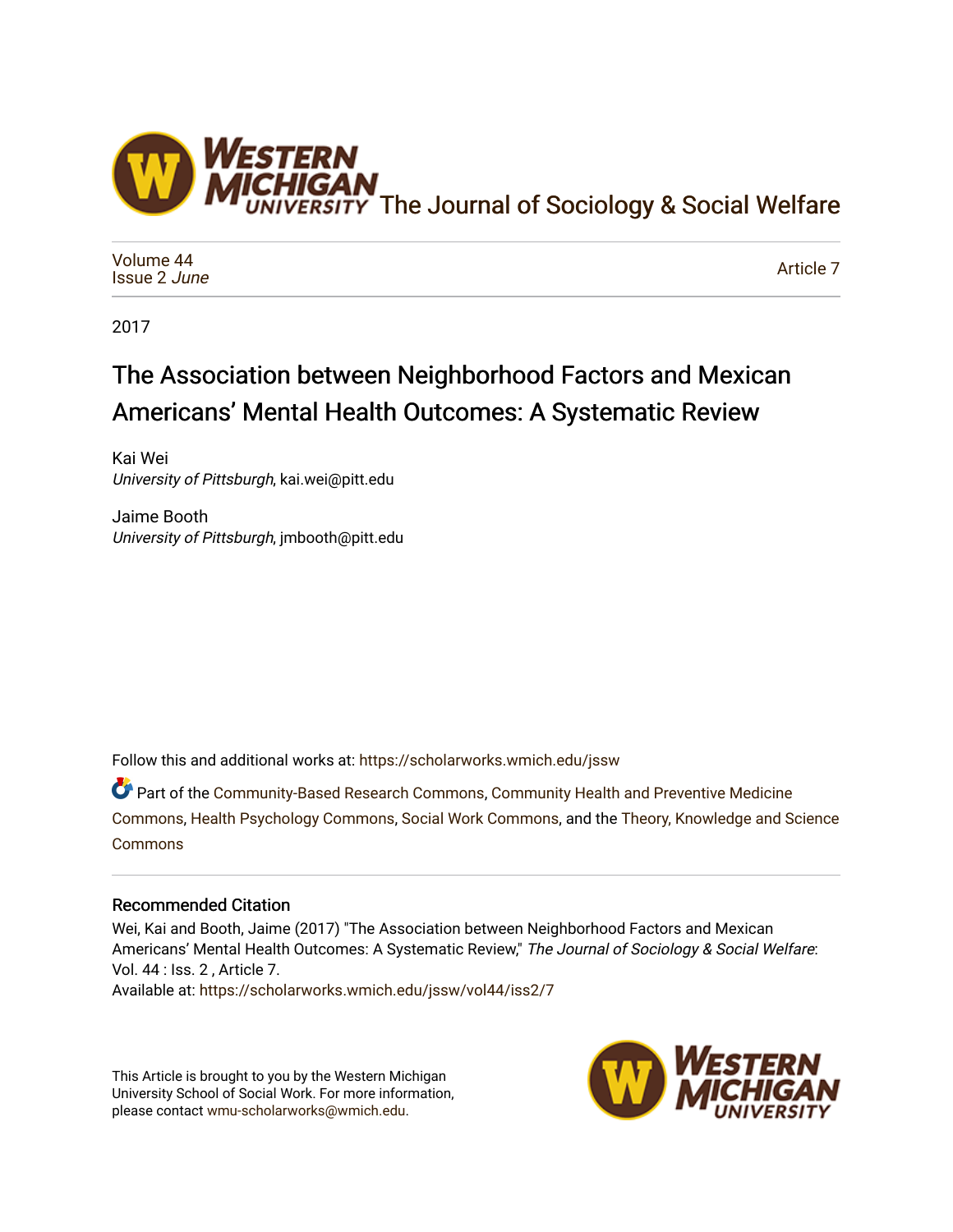The Journal of Sociology & Social Welfare

Volume 44
Issue 2 *June*

Article 7

2017

# The Association between Neighborhood Factors and Mexican Americans' Mental Health Outcomes: A Systematic Review

Kai Wei
*University of Pittsburgh*, kai.wei@pitt.edu

Jaime Booth
*University of Pittsburgh*, jmbooth@pitt.edu

Follow this and additional works at: https://scholarworks.wmich.edu/jssw

Part of the Community-Based Research Commons, Community Health and Preventive Medicine Commons, Health Psychology Commons, Social Work Commons, and the Theory, Knowledge and Science Commons

## Recommended Citation

Wei, Kai and Booth, Jaime (2017) "The Association between Neighborhood Factors and Mexican Americans' Mental Health Outcomes: A Systematic Review," *The Journal of Sociology & Social Welfare*: Vol. 44 : Iss. 2 , Article 7.
Available at: https://scholarworks.wmich.edu/jssw/vol44/iss2/7

This Article is brought to you by the Western Michigan University School of Social Work. For more information, please contact wmu-scholarworks@wmich.edu.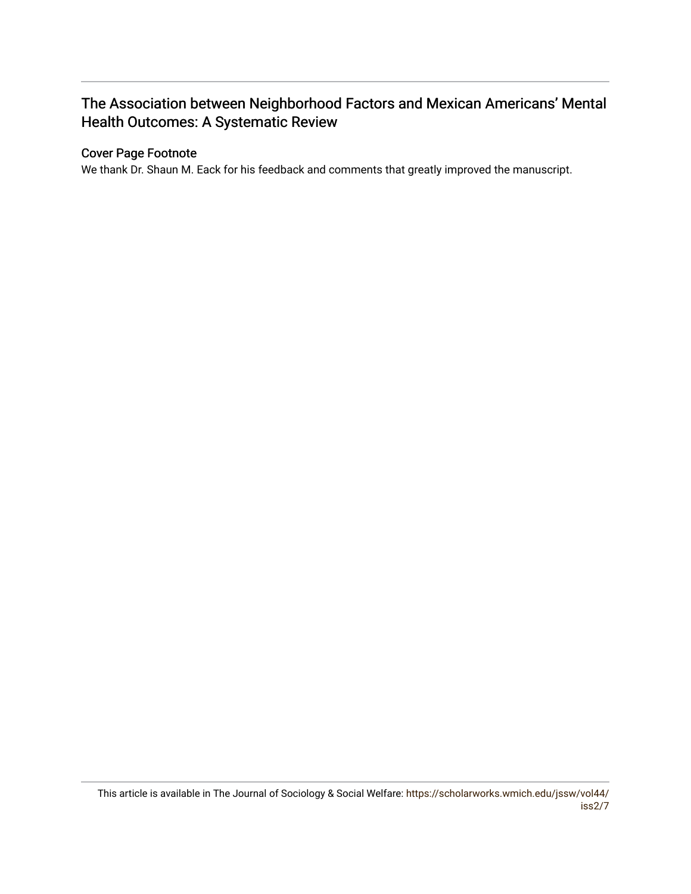# The Association between Neighborhood Factors and Mexican Americans' Mental Health Outcomes: A Systematic Review

## Cover Page Footnote

We thank Dr. Shaun M. Eack for his feedback and comments that greatly improved the manuscript.

This article is available in The Journal of Sociology & Social Welfare: https://scholarworks.wmich.edu/jssw/vol44/iss2/7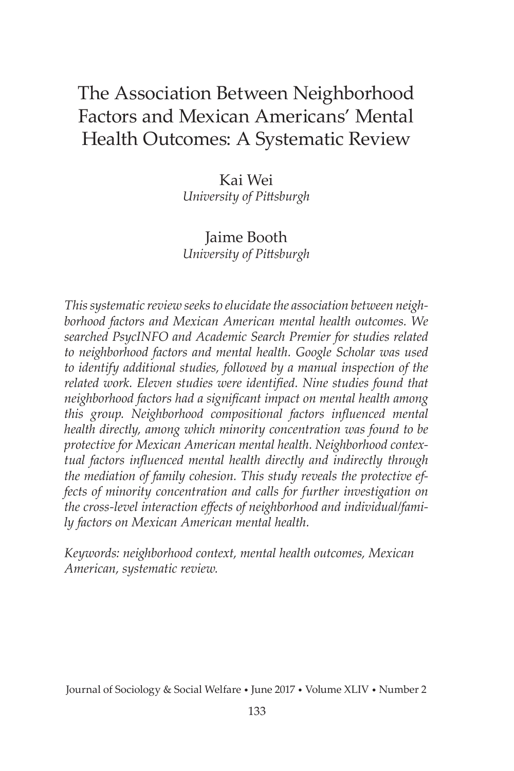# The Association Between Neighborhood Factors and Mexican Americans' Mental Health Outcomes: A Systematic Review

Kai Wei
*University of Pittsburgh*

Jaime Booth
*University of Pittsburgh*

*This systematic review seeks to elucidate the association between neighborhood factors and Mexican American mental health outcomes. We searched PsycINFO and Academic Search Premier for studies related to neighborhood factors and mental health. Google Scholar was used to identify additional studies, followed by a manual inspection of the related work. Eleven studies were identified. Nine studies found that neighborhood factors had a significant impact on mental health among this group. Neighborhood compositional factors influenced mental health directly, among which minority concentration was found to be protective for Mexican American mental health. Neighborhood contextual factors influenced mental health directly and indirectly through the mediation of family cohesion. This study reveals the protective effects of minority concentration and calls for further investigation on the cross-level interaction effects of neighborhood and individual/family factors on Mexican American mental health.*

*Keywords: neighborhood context, mental health outcomes, Mexican American, systematic review.*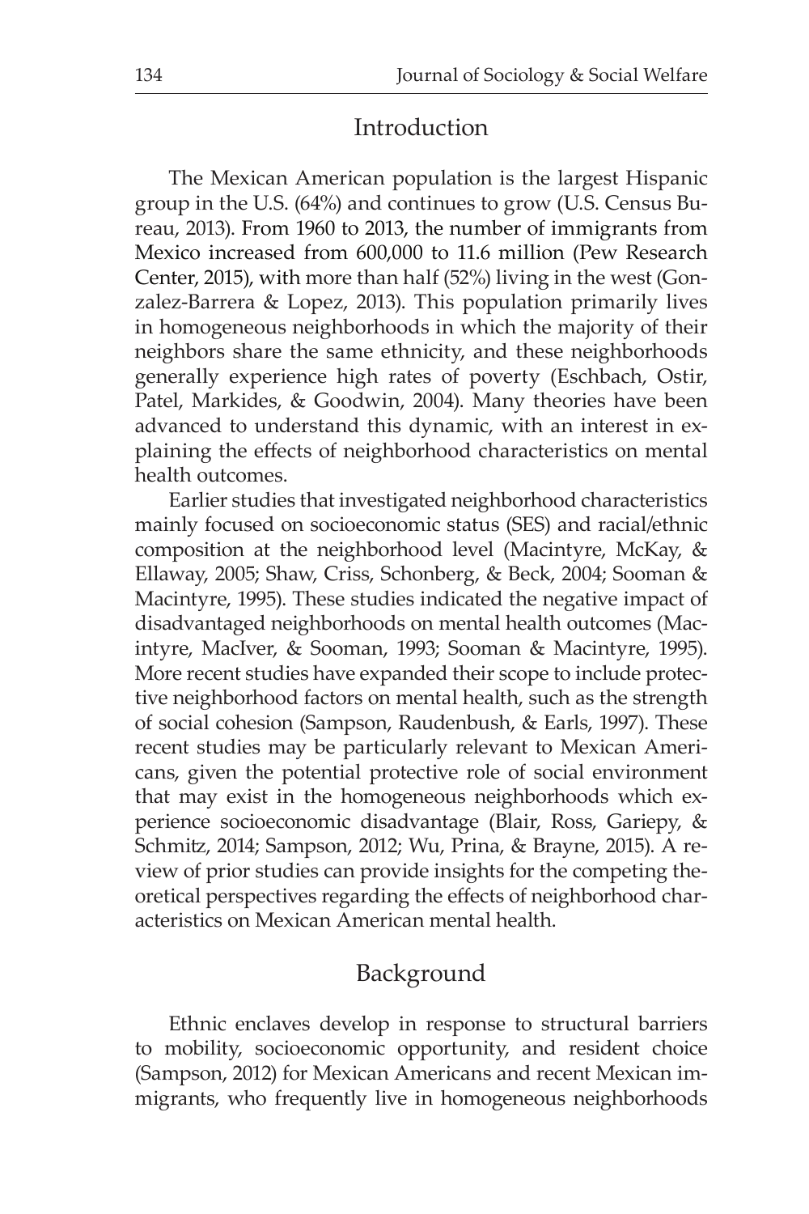## Introduction

The Mexican American population is the largest Hispanic group in the U.S. (64%) and continues to grow (U.S. Census Bureau, 2013). From 1960 to 2013, the number of immigrants from Mexico increased from 600,000 to 11.6 million (Pew Research Center, 2015), with more than half (52%) living in the west (Gonzalez-Barrera & Lopez, 2013). This population primarily lives in homogeneous neighborhoods in which the majority of their neighbors share the same ethnicity, and these neighborhoods generally experience high rates of poverty (Eschbach, Ostir, Patel, Markides, & Goodwin, 2004). Many theories have been advanced to understand this dynamic, with an interest in explaining the effects of neighborhood characteristics on mental health outcomes.

Earlier studies that investigated neighborhood characteristics mainly focused on socioeconomic status (SES) and racial/ethnic composition at the neighborhood level (Macintyre, McKay, & Ellaway, 2005; Shaw, Criss, Schonberg, & Beck, 2004; Sooman & Macintyre, 1995). These studies indicated the negative impact of disadvantaged neighborhoods on mental health outcomes (Macintyre, MacIver, & Sooman, 1993; Sooman & Macintyre, 1995). More recent studies have expanded their scope to include protective neighborhood factors on mental health, such as the strength of social cohesion (Sampson, Raudenbush, & Earls, 1997). These recent studies may be particularly relevant to Mexican Americans, given the potential protective role of social environment that may exist in the homogeneous neighborhoods which experience socioeconomic disadvantage (Blair, Ross, Gariepy, & Schmitz, 2014; Sampson, 2012; Wu, Prina, & Brayne, 2015). A review of prior studies can provide insights for the competing theoretical perspectives regarding the effects of neighborhood characteristics on Mexican American mental health.

## Background

Ethnic enclaves develop in response to structural barriers to mobility, socioeconomic opportunity, and resident choice (Sampson, 2012) for Mexican Americans and recent Mexican immigrants, who frequently live in homogeneous neighborhoods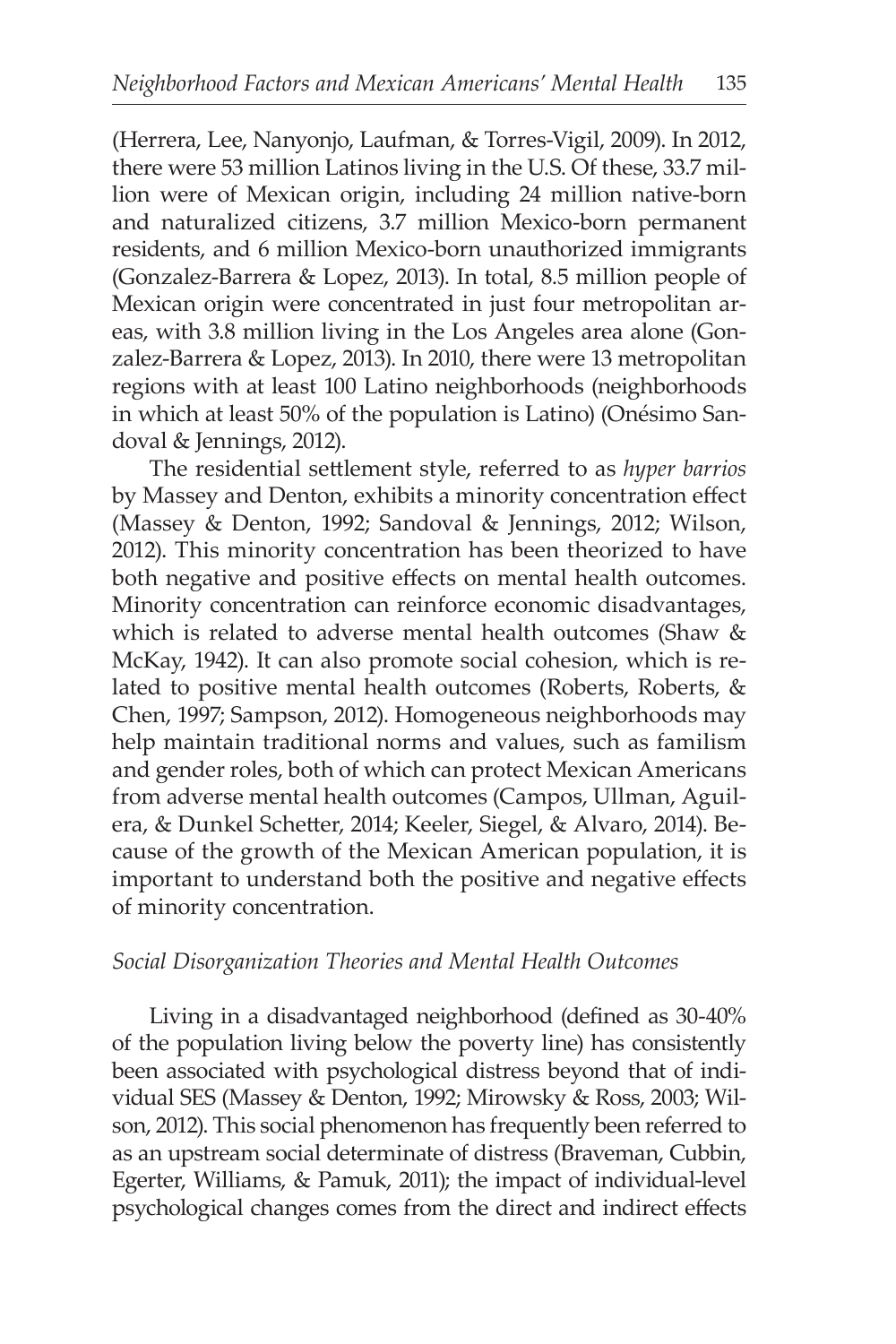(Herrera, Lee, Nanyonjo, Laufman, & Torres-Vigil, 2009). In 2012, there were 53 million Latinos living in the U.S. Of these, 33.7 million were of Mexican origin, including 24 million native-born and naturalized citizens, 3.7 million Mexico-born permanent residents, and 6 million Mexico-born unauthorized immigrants (Gonzalez-Barrera & Lopez, 2013). In total, 8.5 million people of Mexican origin were concentrated in just four metropolitan areas, with 3.8 million living in the Los Angeles area alone (Gonzalez-Barrera & Lopez, 2013). In 2010, there were 13 metropolitan regions with at least 100 Latino neighborhoods (neighborhoods in which at least 50% of the population is Latino) (Onésimo Sandoval & Jennings, 2012).

The residential settlement style, referred to as *hyper barrios* by Massey and Denton, exhibits a minority concentration effect (Massey & Denton, 1992; Sandoval & Jennings, 2012; Wilson, 2012). This minority concentration has been theorized to have both negative and positive effects on mental health outcomes. Minority concentration can reinforce economic disadvantages, which is related to adverse mental health outcomes (Shaw & McKay, 1942). It can also promote social cohesion, which is related to positive mental health outcomes (Roberts, Roberts, & Chen, 1997; Sampson, 2012). Homogeneous neighborhoods may help maintain traditional norms and values, such as familism and gender roles, both of which can protect Mexican Americans from adverse mental health outcomes (Campos, Ullman, Aguilera, & Dunkel Schetter, 2014; Keeler, Siegel, & Alvaro, 2014). Because of the growth of the Mexican American population, it is important to understand both the positive and negative effects of minority concentration.

### *Social Disorganization Theories and Mental Health Outcomes*

Living in a disadvantaged neighborhood (defined as 30-40% of the population living below the poverty line) has consistently been associated with psychological distress beyond that of individual SES (Massey & Denton, 1992; Mirowsky & Ross, 2003; Wilson, 2012). This social phenomenon has frequently been referred to as an upstream social determinate of distress (Braveman, Cubbin, Egerter, Williams, & Pamuk, 2011); the impact of individual-level psychological changes comes from the direct and indirect effects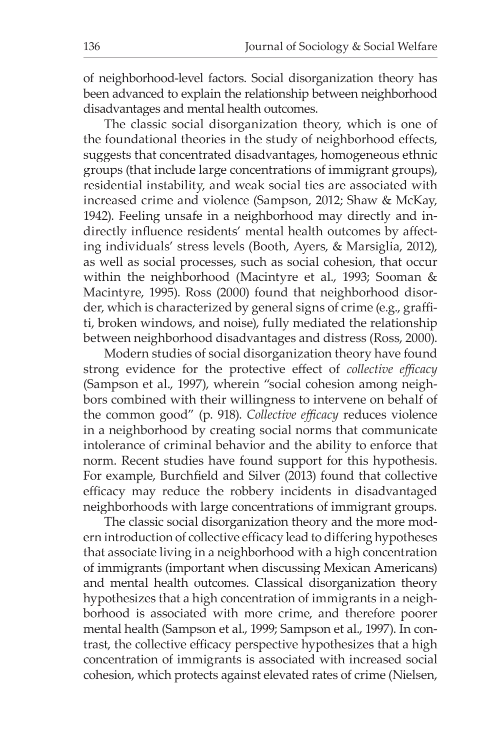of neighborhood-level factors. Social disorganization theory has been advanced to explain the relationship between neighborhood disadvantages and mental health outcomes.

The classic social disorganization theory, which is one of the foundational theories in the study of neighborhood effects, suggests that concentrated disadvantages, homogeneous ethnic groups (that include large concentrations of immigrant groups), residential instability, and weak social ties are associated with increased crime and violence (Sampson, 2012; Shaw & McKay, 1942). Feeling unsafe in a neighborhood may directly and indirectly influence residents' mental health outcomes by affecting individuals' stress levels (Booth, Ayers, & Marsiglia, 2012), as well as social processes, such as social cohesion, that occur within the neighborhood (Macintyre et al., 1993; Sooman & Macintyre, 1995). Ross (2000) found that neighborhood disorder, which is characterized by general signs of crime (e.g., graffiti, broken windows, and noise), fully mediated the relationship between neighborhood disadvantages and distress (Ross, 2000).

Modern studies of social disorganization theory have found strong evidence for the protective effect of *collective efficacy* (Sampson et al., 1997), wherein "social cohesion among neighbors combined with their willingness to intervene on behalf of the common good" (p. 918). *Collective efficacy* reduces violence in a neighborhood by creating social norms that communicate intolerance of criminal behavior and the ability to enforce that norm. Recent studies have found support for this hypothesis. For example, Burchfield and Silver (2013) found that collective efficacy may reduce the robbery incidents in disadvantaged neighborhoods with large concentrations of immigrant groups.

The classic social disorganization theory and the more modern introduction of collective efficacy lead to differing hypotheses that associate living in a neighborhood with a high concentration of immigrants (important when discussing Mexican Americans) and mental health outcomes. Classical disorganization theory hypothesizes that a high concentration of immigrants in a neighborhood is associated with more crime, and therefore poorer mental health (Sampson et al., 1999; Sampson et al., 1997). In contrast, the collective efficacy perspective hypothesizes that a high concentration of immigrants is associated with increased social cohesion, which protects against elevated rates of crime (Nielsen,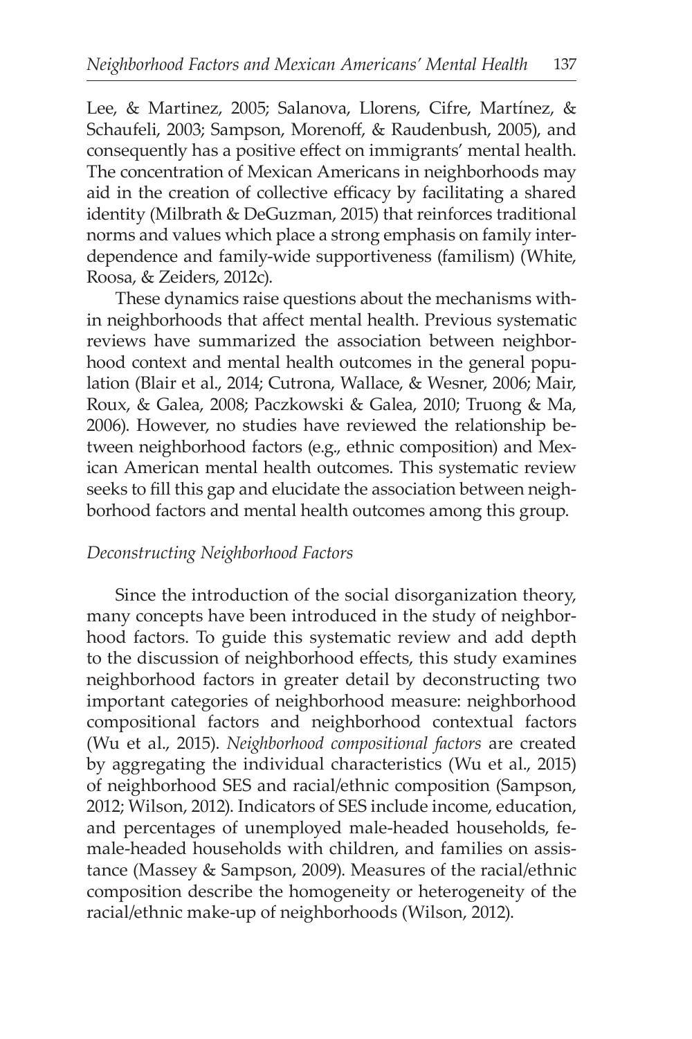Lee, & Martinez, 2005; Salanova, Llorens, Cifre, Martínez, & Schaufeli, 2003; Sampson, Morenoff, & Raudenbush, 2005), and consequently has a positive effect on immigrants' mental health. The concentration of Mexican Americans in neighborhoods may aid in the creation of collective efficacy by facilitating a shared identity (Milbrath & DeGuzman, 2015) that reinforces traditional norms and values which place a strong emphasis on family interdependence and family-wide supportiveness (familism) (White, Roosa, & Zeiders, 2012c).

These dynamics raise questions about the mechanisms within neighborhoods that affect mental health. Previous systematic reviews have summarized the association between neighborhood context and mental health outcomes in the general population (Blair et al., 2014; Cutrona, Wallace, & Wesner, 2006; Mair, Roux, & Galea, 2008; Paczkowski & Galea, 2010; Truong & Ma, 2006). However, no studies have reviewed the relationship between neighborhood factors (e.g., ethnic composition) and Mexican American mental health outcomes. This systematic review seeks to fill this gap and elucidate the association between neighborhood factors and mental health outcomes among this group.

### *Deconstructing Neighborhood Factors*

Since the introduction of the social disorganization theory, many concepts have been introduced in the study of neighborhood factors. To guide this systematic review and add depth to the discussion of neighborhood effects, this study examines neighborhood factors in greater detail by deconstructing two important categories of neighborhood measure: neighborhood compositional factors and neighborhood contextual factors (Wu et al., 2015). *Neighborhood compositional factors* are created by aggregating the individual characteristics (Wu et al., 2015) of neighborhood SES and racial/ethnic composition (Sampson, 2012; Wilson, 2012). Indicators of SES include income, education, and percentages of unemployed male-headed households, female-headed households with children, and families on assistance (Massey & Sampson, 2009). Measures of the racial/ethnic composition describe the homogeneity or heterogeneity of the racial/ethnic make-up of neighborhoods (Wilson, 2012).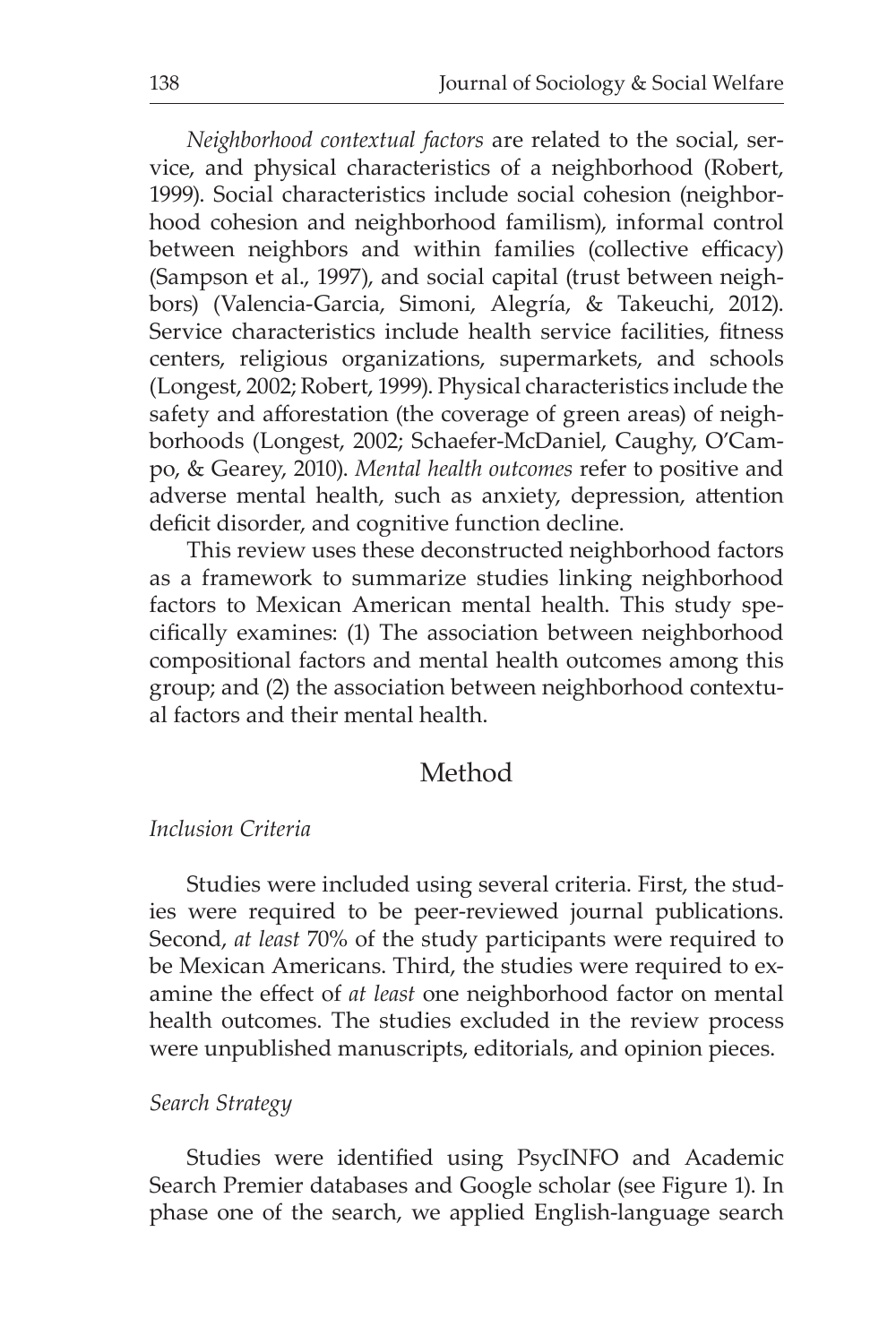*Neighborhood contextual factors* are related to the social, service, and physical characteristics of a neighborhood (Robert, 1999). Social characteristics include social cohesion (neighborhood cohesion and neighborhood familism), informal control between neighbors and within families (collective efficacy) (Sampson et al., 1997), and social capital (trust between neighbors) (Valencia-Garcia, Simoni, Alegría, & Takeuchi, 2012). Service characteristics include health service facilities, fitness centers, religious organizations, supermarkets, and schools (Longest, 2002; Robert, 1999). Physical characteristics include the safety and afforestation (the coverage of green areas) of neighborhoods (Longest, 2002; Schaefer-McDaniel, Caughy, O'Campo, & Gearey, 2010). *Mental health outcomes* refer to positive and adverse mental health, such as anxiety, depression, attention deficit disorder, and cognitive function decline.

This review uses these deconstructed neighborhood factors as a framework to summarize studies linking neighborhood factors to Mexican American mental health. This study specifically examines: (1) The association between neighborhood compositional factors and mental health outcomes among this group; and (2) the association between neighborhood contextual factors and their mental health.

## Method

### *Inclusion Criteria*

Studies were included using several criteria. First, the studies were required to be peer-reviewed journal publications. Second, *at least* 70% of the study participants were required to be Mexican Americans. Third, the studies were required to examine the effect of *at least* one neighborhood factor on mental health outcomes. The studies excluded in the review process were unpublished manuscripts, editorials, and opinion pieces.

### *Search Strategy*

Studies were identified using PsycINFO and Academic Search Premier databases and Google scholar (see Figure 1). In phase one of the search, we applied English-language search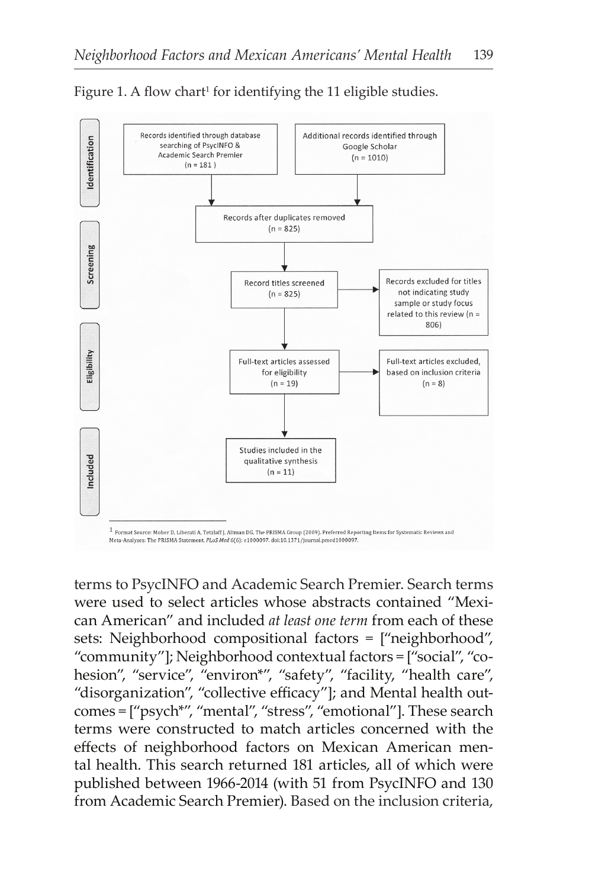Figure 1. A flow chart[1] for identifying the 11 eligible studies.

**Identification**

Records identified through database searching of PsycINFO & Academic Search Premier (n = 181)

Additional records identified through Google Scholar (n = 1010)

**Screening**

Records after duplicates removed (n = 825)

Record titles screened (n = 825)

Records excluded for titles not indicating study sample or study focus related to this review (n = 806)

**Eligibility**

Full-text articles assessed for eligibility (n = 19)

Full-text articles excluded, based on inclusion criteria (n = 8)

**Included**

Studies included in the qualitative synthesis (n = 11)

[1] Format Source: Moher D, Liberati A, Tetzlaff J, Altman DG, The PRISMA Group (2009). Preferred Reporting Items for Systematic Reviews and Meta-Analyses: The PRISMA Statement. *PLoS Med* 6(6): e1000097. doi:10.1371/journal.pmed1000097.

terms to PsycINFO and Academic Search Premier. Search terms were used to select articles whose abstracts contained "Mexican American" and included *at least one term* from each of these sets: Neighborhood compositional factors = ["neighborhood", "community"]; Neighborhood contextual factors = ["social", "cohesion", "service", "environ*", "safety", "facility, "health care", "disorganization", "collective efficacy"]; and Mental health outcomes = ["psych*", "mental", "stress", "emotional"]. These search terms were constructed to match articles concerned with the effects of neighborhood factors on Mexican American mental health. This search returned 181 articles, all of which were published between 1966-2014 (with 51 from PsycINFO and 130 from Academic Search Premier). Based on the inclusion criteria,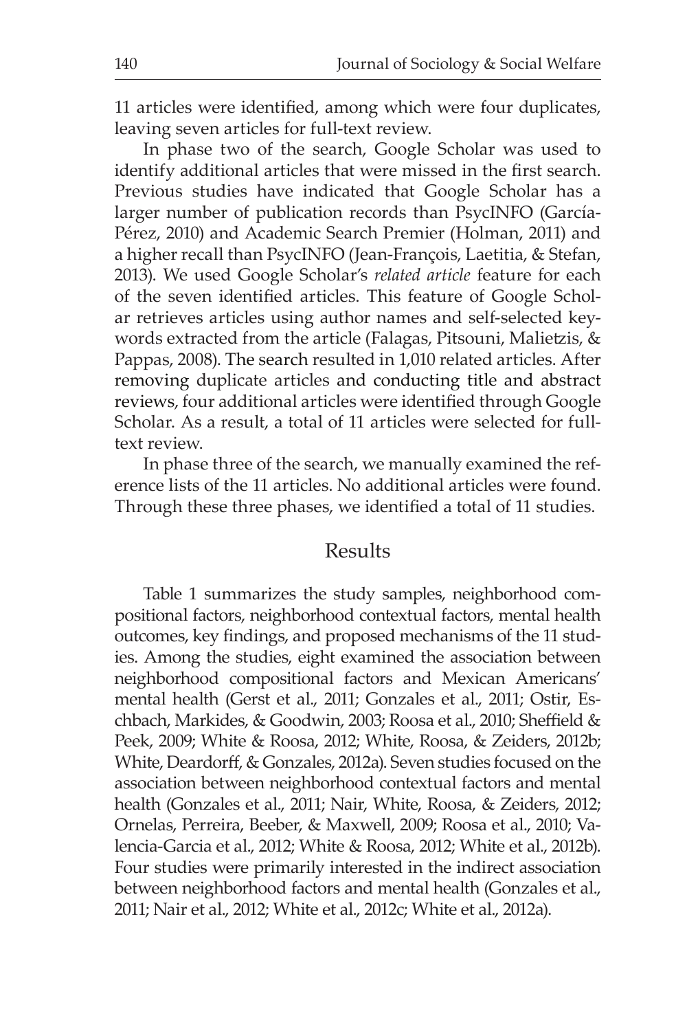11 articles were identified, among which were four duplicates, leaving seven articles for full-text review.

In phase two of the search, Google Scholar was used to identify additional articles that were missed in the first search. Previous studies have indicated that Google Scholar has a larger number of publication records than PsycINFO (García-Pérez, 2010) and Academic Search Premier (Holman, 2011) and a higher recall than PsycINFO (Jean-François, Laetitia, & Stefan, 2013). We used Google Scholar's *related article* feature for each of the seven identified articles. This feature of Google Scholar retrieves articles using author names and self-selected keywords extracted from the article (Falagas, Pitsouni, Malietzis, & Pappas, 2008). The search resulted in 1,010 related articles. After removing duplicate articles and conducting title and abstract reviews, four additional articles were identified through Google Scholar. As a result, a total of 11 articles were selected for full-text review.

In phase three of the search, we manually examined the reference lists of the 11 articles. No additional articles were found. Through these three phases, we identified a total of 11 studies.

## Results

Table 1 summarizes the study samples, neighborhood compositional factors, neighborhood contextual factors, mental health outcomes, key findings, and proposed mechanisms of the 11 studies. Among the studies, eight examined the association between neighborhood compositional factors and Mexican Americans' mental health (Gerst et al., 2011; Gonzales et al., 2011; Ostir, Eschbach, Markides, & Goodwin, 2003; Roosa et al., 2010; Sheffield & Peek, 2009; White & Roosa, 2012; White, Roosa, & Zeiders, 2012b; White, Deardorff, & Gonzales, 2012a). Seven studies focused on the association between neighborhood contextual factors and mental health (Gonzales et al., 2011; Nair, White, Roosa, & Zeiders, 2012; Ornelas, Perreira, Beeber, & Maxwell, 2009; Roosa et al., 2010; Valencia-Garcia et al., 2012; White & Roosa, 2012; White et al., 2012b). Four studies were primarily interested in the indirect association between neighborhood factors and mental health (Gonzales et al., 2011; Nair et al., 2012; White et al., 2012c; White et al., 2012a).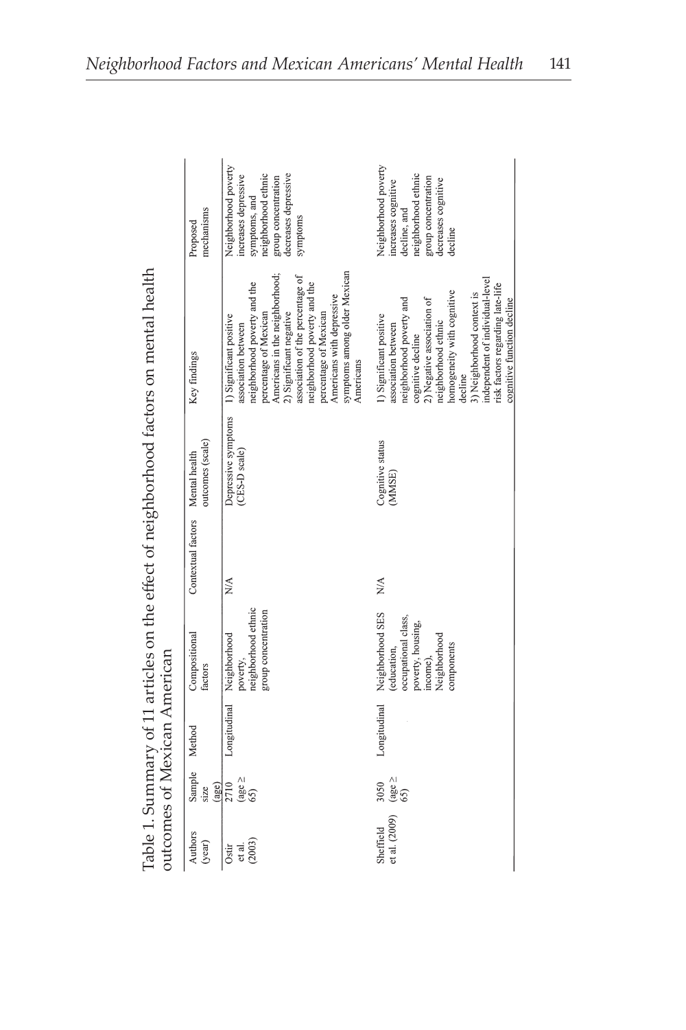Table 1. Summary of 11 articles on the effect of neighborhood factors on mental health outcomes of Mexican American

| Authors (year) | Sample size (age) | Method | Compositional factors | Contextual factors | Mental health outcomes (scale) | Key findings | Proposed mechanisms |
|---|---|---|---|---|---|---|---|
| Ostir et al. (2003) | 2710 (age ≥ 65) | Longitudinal | Neighborhood poverty, neighborhood ethnic group concentration | N/A | Depressive symptoms (CES-D scale) | 1) Significant positive association between neighborhood poverty and the percentage of Mexican Americans in the neighborhood; 2) Significant negative association of the percentage of neighborhood poverty and the percentage of Mexican Americans with depressive symptoms among older Mexican Americans | Neighborhood poverty increases depressive symptoms, and neighborhood ethnic group concentration decreases depressive symptoms |
| Sheffield et al. (2009) | 3050 (age ≥ 65) | Longitudinal | Neighborhood SES (education, occupational class, poverty, housing, income), Neighborhood components | N/A | Cognitive status (MMSE) | 1) Significant positive association between neighborhood poverty and cognitive decline 2) Negative association of neighborhood ethnic homogeneity with cognitive decline 3) Neighborhood context is independent of individual-level risk factors regarding late-life cognitive function decline | Neighborhood poverty increases cognitive decline, and neighborhood ethnic group concentration decreases cognitive decline |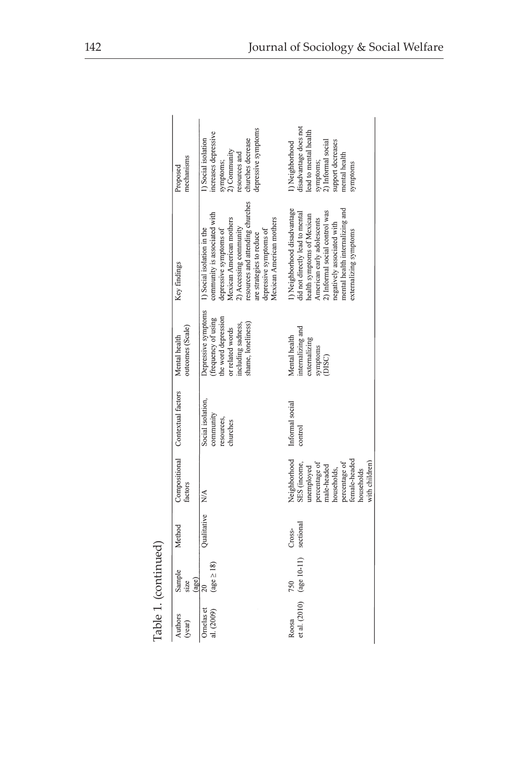Table 1. (continued)

| Authors (year) | Sample size (age) | Method | Compositional factors | Contextual factors | Mental health outcomes (Scale) | Key findings | Proposed mechanisms |
|---|---|---|---|---|---|---|---|
| Ornelas et al. (2009) | 20 (age ≥ 18) | Qualitative | N/A | Social isolation, community resources, churches | Depressive symptoms (frequency of using the word depression or related words including sadness, shame, loneliness) | 1) Social isolation in the community is associated with depressive symptoms of Mexican American mothers 2) Accessing community resources and attending churches are strategies to reduce depressive symptoms of Mexican American mothers | 1) Social isolation increases depressive symptoms; 2) Community resources and churches decrease depressive symptoms |
| Roosa et al. (2010) | 750 (age 10-11) | Cross-sectional | Neighborhood SES (income, unemployed percentage of male-headed households, percentage of female-headed households with children) | Informal social control | Mental health internalizing and externalizing symptoms (DISC) | 1) Neighborhood disadvantage did not directly lead to mental health symptoms of Mexican American early adolescents 2) Informal social control was negatively associated with mental health internalizing and externalizing symptoms | 1) Neighborhood disadvantage does not lead to mental health symptoms; 2) Informal social support decreases mental health symptoms |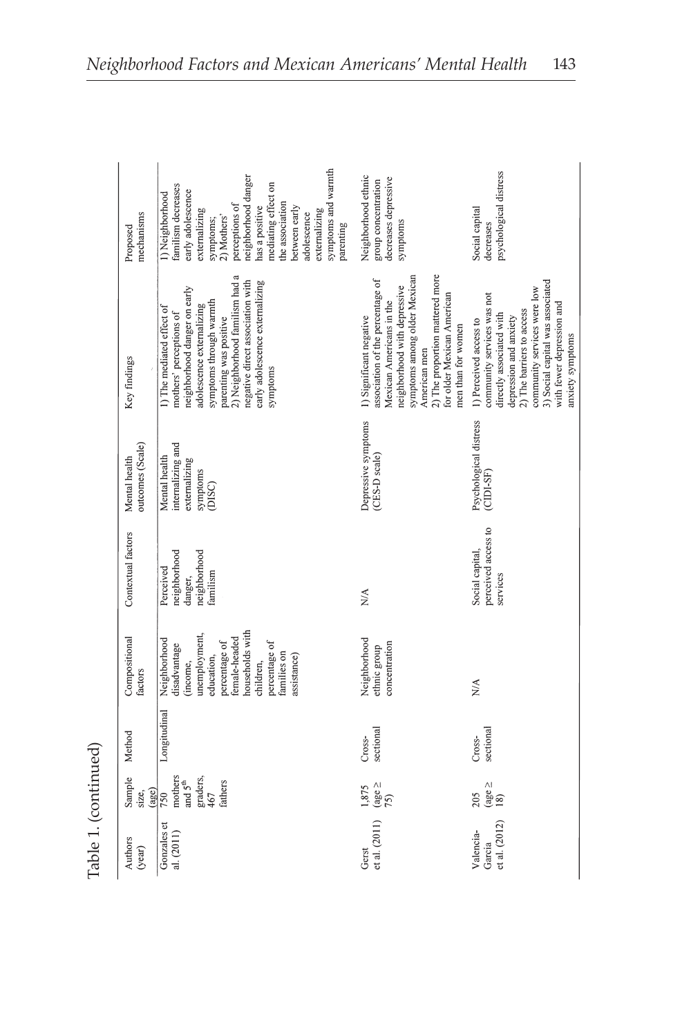Table 1. (continued)

| Authors (year) | Sample size, (age) | Method | Compositional factors | Contextual factors | Mental health outcomes (Scale) | Key findings | Proposed mechanisms |
|---|---|---|---|---|---|---|---|
| Gonzales et al. (2011) | 750 mothers and 5th graders, 467 fathers | Longitudinal | Neighborhood disadvantage (income, unemployment, education, percentage of female-headed households with children, percentage of families on assistance) | Perceived neighborhood danger, neighborhood familism | Mental health internalizing and externalizing symptoms (DISC) | 1) The mediated effect of mothers' perceptions of neighborhood danger on early adolescence externalizing symptoms through warmth parenting was positive 2) Neighborhood familism had a negative direct association with early adolescence externalizing symptoms | 1) Neighborhood familism decreases early adolescence externalizing symptoms; 2) Mothers' perceptions of neighborhood danger has a positive mediating effect on the association between early adolescence externalizing symptoms and warmth parenting |
| Gerst et al. (2011) | 1,875 (age ≥ 75) | Cross-sectional | Neighborhood ethnic group concentration | N/A | Depressive symptoms (CES-D scale) | 1) Significant negative association of the percentage of Mexican Americans in the neighborhood with depressive symptoms among older Mexican American men 2) The proportion mattered more for older Mexican American men than for women | Neighborhood ethnic group concentration decreases depressive symptoms |
| Valencia-Garcia et al. (2012) | 205 (age ≥ 18) | Cross-sectional | N/A | Social capital, perceived access to services | Psychological distress (CIDI-SF) | 1) Perceived access to community services was not directly associated with depression and anxiety 2) The barriers to access community services were low 3) Social capital was associated with fewer depression and anxiety symptoms | Social capital decreases psychological distress |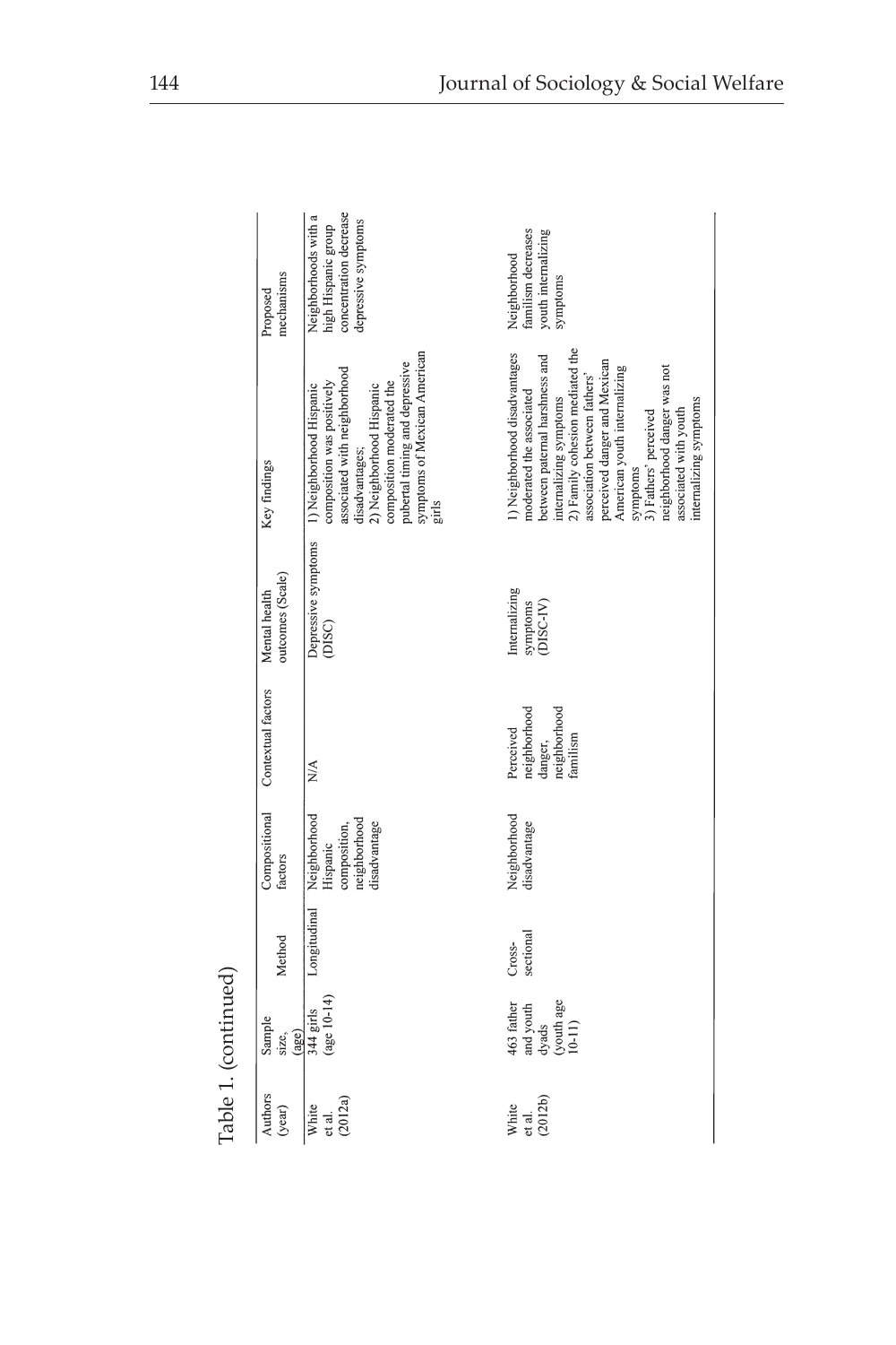Table 1. (continued)

| Authors (year) | Sample size, (age) | Method | Compositional factors | Contextual factors | Mental health outcomes (Scale) | Key findings | Proposed mechanisms |
| --- | --- | --- | --- | --- | --- | --- | --- |
| White et al. (2012a) | 344 girls (age 10-14) | Longitudinal | Neighborhood Hispanic composition, neighborhood disadvantage | N/A | Depressive symptoms (DISC) | 1) Neighborhood Hispanic composition was positively associated with neighborhood disadvantages; 2) Neighborhood Hispanic composition moderated the pubertal timing and depressive symptoms of Mexican American girls | Neighborhoods with a high Hispanic group concentration decrease depressive symptoms |
| White et al. (2012b) | 463 father and youth dyads (youth age 10-11) | Cross-sectional | Neighborhood disadvantage | Perceived neighborhood danger, neighborhood familism | Internalizing symptoms (DISC-IV) | 1) Neighborhood disadvantages moderated the associated between paternal harshness and internalizing symptoms 2) Family cohesion mediated the association between fathers' perceived danger and Mexican American youth internalizing symptoms 3) Fathers' perceived neighborhood danger was not associated with youth internalizing symptoms | Neighborhood familism decreases youth internalizing symptoms |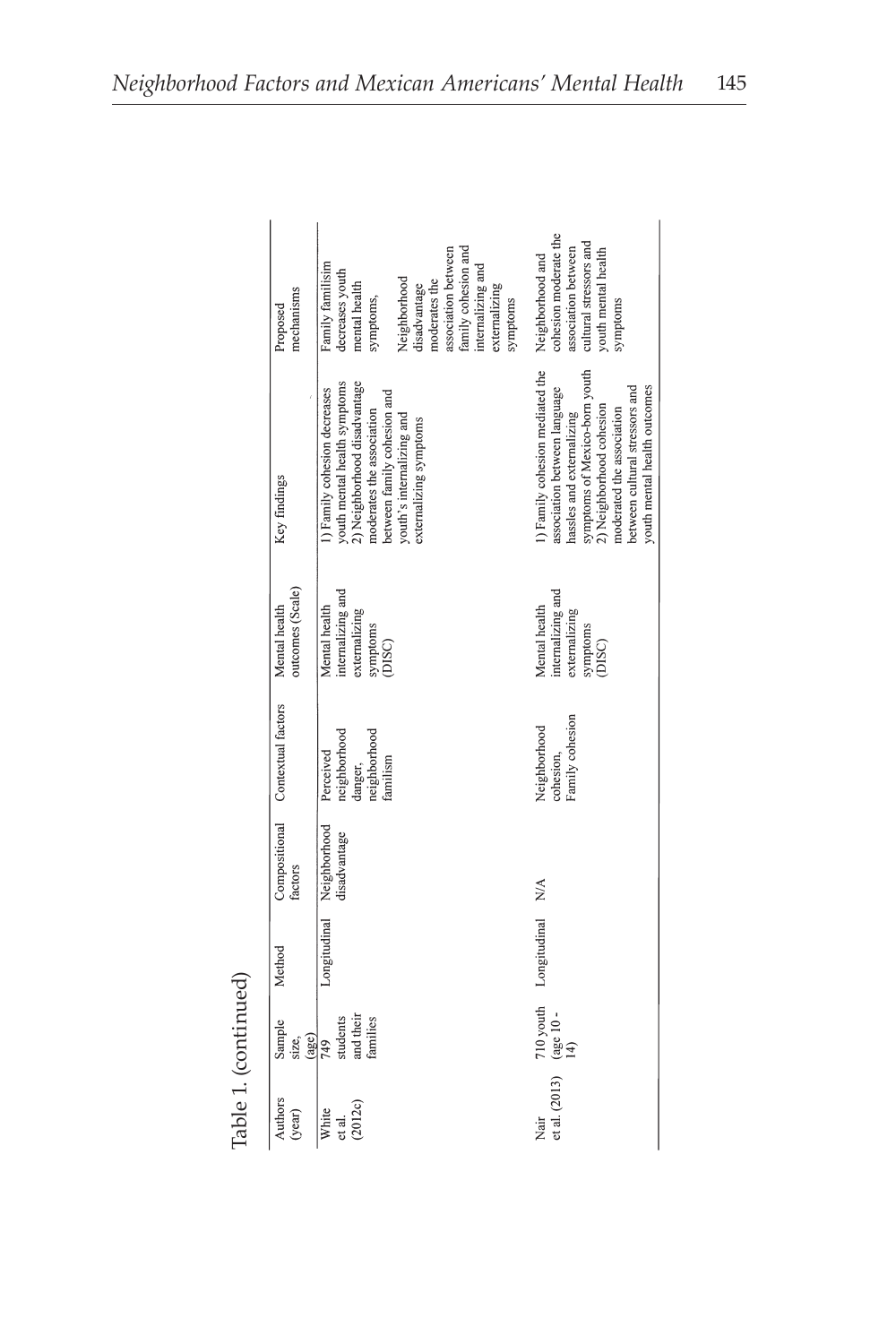Table 1. (continued)

| Authors (year) | Sample size, (age) | Method | Compositional factors | Contextual factors | Mental health outcomes (Scale) | Key findings | Proposed mechanisms |
|---|---|---|---|---|---|---|---|
| White et al. (2012c) | 749 students and their families | Longitudinal | Neighborhood disadvantage | Perceived neighborhood danger, neighborhood familism | Mental health internalizing and externalizing symptoms (DISC) | 1) Family cohesion decreases youth mental health symptoms 2) Neighborhood disadvantage moderates the association between family cohesion and youth's internalizing and externalizing symptoms | Family familisim decreases youth mental health symptoms, Neighborhood disadvantage moderates the association between family cohesion and internalizing and externalizing symptoms |
| Nair et al. (2013) | 710 youth (age 10 - 14) | Longitudinal | N/A | Neighborhood cohesion, Family cohesion | Mental health internalizing and externalizing symptoms (DISC) | 1) Family cohesion mediated the association between language hassles and externalizing symptoms of Mexico-born youth 2) Neighborhood cohesion moderated the association between cultural stressors and youth mental health outcomes | Neighborhood and cohesion moderate the association between cultural stressors and youth mental health symptoms |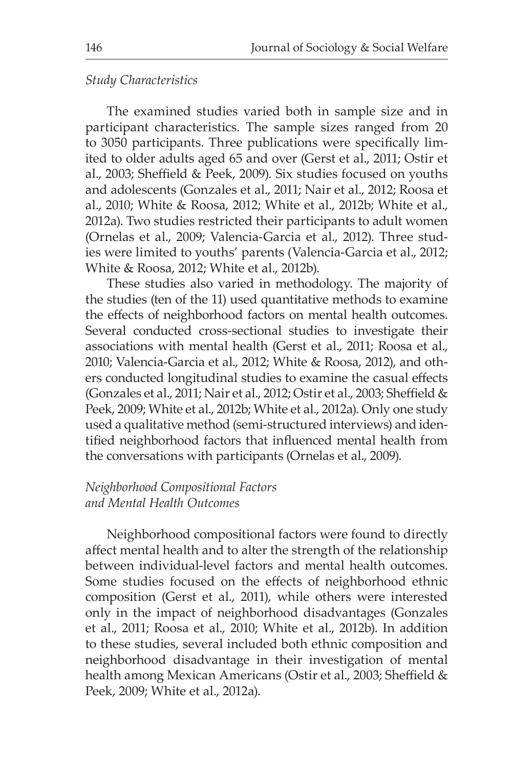*Study Characteristics*

The examined studies varied both in sample size and in participant characteristics. The sample sizes ranged from 20 to 3050 participants. Three publications were specifically limited to older adults aged 65 and over (Gerst et al., 2011; Ostir et al., 2003; Sheffield & Peek, 2009). Six studies focused on youths and adolescents (Gonzales et al., 2011; Nair et al., 2012; Roosa et al., 2010; White & Roosa, 2012; White et al., 2012b; White et al., 2012a). Two studies restricted their participants to adult women (Ornelas et al., 2009; Valencia-Garcia et al., 2012). Three studies were limited to youths' parents (Valencia-Garcia et al., 2012; White & Roosa, 2012; White et al., 2012b).

These studies also varied in methodology. The majority of the studies (ten of the 11) used quantitative methods to examine the effects of neighborhood factors on mental health outcomes. Several conducted cross-sectional studies to investigate their associations with mental health (Gerst et al., 2011; Roosa et al., 2010; Valencia-Garcia et al., 2012; White & Roosa, 2012), and others conducted longitudinal studies to examine the casual effects (Gonzales et al., 2011; Nair et al., 2012; Ostir et al., 2003; Sheffield & Peek, 2009; White et al., 2012b; White et al., 2012a). Only one study used a qualitative method (semi-structured interviews) and identified neighborhood factors that influenced mental health from the conversations with participants (Ornelas et al., 2009).

*Neighborhood Compositional Factors and Mental Health Outcomes*

Neighborhood compositional factors were found to directly affect mental health and to alter the strength of the relationship between individual-level factors and mental health outcomes. Some studies focused on the effects of neighborhood ethnic composition (Gerst et al., 2011), while others were interested only in the impact of neighborhood disadvantages (Gonzales et al., 2011; Roosa et al., 2010; White et al., 2012b). In addition to these studies, several included both ethnic composition and neighborhood disadvantage in their investigation of mental health among Mexican Americans (Ostir et al., 2003; Sheffield & Peek, 2009; White et al., 2012a).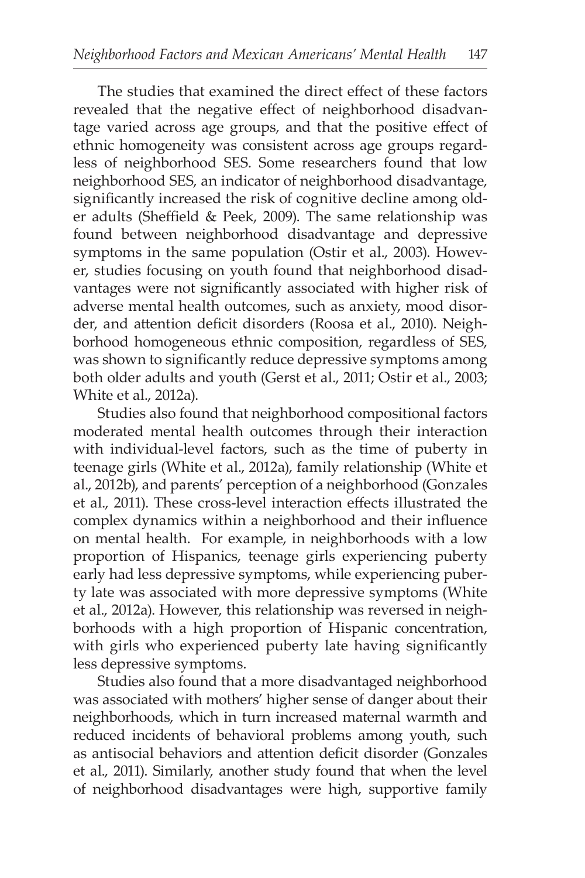The studies that examined the direct effect of these factors revealed that the negative effect of neighborhood disadvantage varied across age groups, and that the positive effect of ethnic homogeneity was consistent across age groups regardless of neighborhood SES. Some researchers found that low neighborhood SES, an indicator of neighborhood disadvantage, significantly increased the risk of cognitive decline among older adults (Sheffield & Peek, 2009). The same relationship was found between neighborhood disadvantage and depressive symptoms in the same population (Ostir et al., 2003). However, studies focusing on youth found that neighborhood disadvantages were not significantly associated with higher risk of adverse mental health outcomes, such as anxiety, mood disorder, and attention deficit disorders (Roosa et al., 2010). Neighborhood homogeneous ethnic composition, regardless of SES, was shown to significantly reduce depressive symptoms among both older adults and youth (Gerst et al., 2011; Ostir et al., 2003; White et al., 2012a).

Studies also found that neighborhood compositional factors moderated mental health outcomes through their interaction with individual-level factors, such as the time of puberty in teenage girls (White et al., 2012a), family relationship (White et al., 2012b), and parents' perception of a neighborhood (Gonzales et al., 2011). These cross-level interaction effects illustrated the complex dynamics within a neighborhood and their influence on mental health. For example, in neighborhoods with a low proportion of Hispanics, teenage girls experiencing puberty early had less depressive symptoms, while experiencing puberty late was associated with more depressive symptoms (White et al., 2012a). However, this relationship was reversed in neighborhoods with a high proportion of Hispanic concentration, with girls who experienced puberty late having significantly less depressive symptoms.

Studies also found that a more disadvantaged neighborhood was associated with mothers' higher sense of danger about their neighborhoods, which in turn increased maternal warmth and reduced incidents of behavioral problems among youth, such as antisocial behaviors and attention deficit disorder (Gonzales et al., 2011). Similarly, another study found that when the level of neighborhood disadvantages were high, supportive family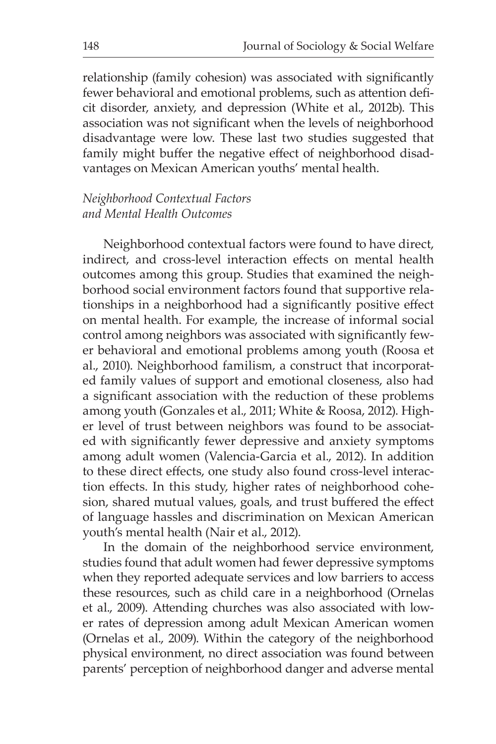relationship (family cohesion) was associated with significantly fewer behavioral and emotional problems, such as attention deficit disorder, anxiety, and depression (White et al., 2012b). This association was not significant when the levels of neighborhood disadvantage were low. These last two studies suggested that family might buffer the negative effect of neighborhood disadvantages on Mexican American youths' mental health.

### *Neighborhood Contextual Factors and Mental Health Outcomes*

Neighborhood contextual factors were found to have direct, indirect, and cross-level interaction effects on mental health outcomes among this group. Studies that examined the neighborhood social environment factors found that supportive relationships in a neighborhood had a significantly positive effect on mental health. For example, the increase of informal social control among neighbors was associated with significantly fewer behavioral and emotional problems among youth (Roosa et al., 2010). Neighborhood familism, a construct that incorporated family values of support and emotional closeness, also had a significant association with the reduction of these problems among youth (Gonzales et al., 2011; White & Roosa, 2012). Higher level of trust between neighbors was found to be associated with significantly fewer depressive and anxiety symptoms among adult women (Valencia-Garcia et al., 2012). In addition to these direct effects, one study also found cross-level interaction effects. In this study, higher rates of neighborhood cohesion, shared mutual values, goals, and trust buffered the effect of language hassles and discrimination on Mexican American youth's mental health (Nair et al., 2012).

In the domain of the neighborhood service environment, studies found that adult women had fewer depressive symptoms when they reported adequate services and low barriers to access these resources, such as child care in a neighborhood (Ornelas et al., 2009). Attending churches was also associated with lower rates of depression among adult Mexican American women (Ornelas et al., 2009). Within the category of the neighborhood physical environment, no direct association was found between parents' perception of neighborhood danger and adverse mental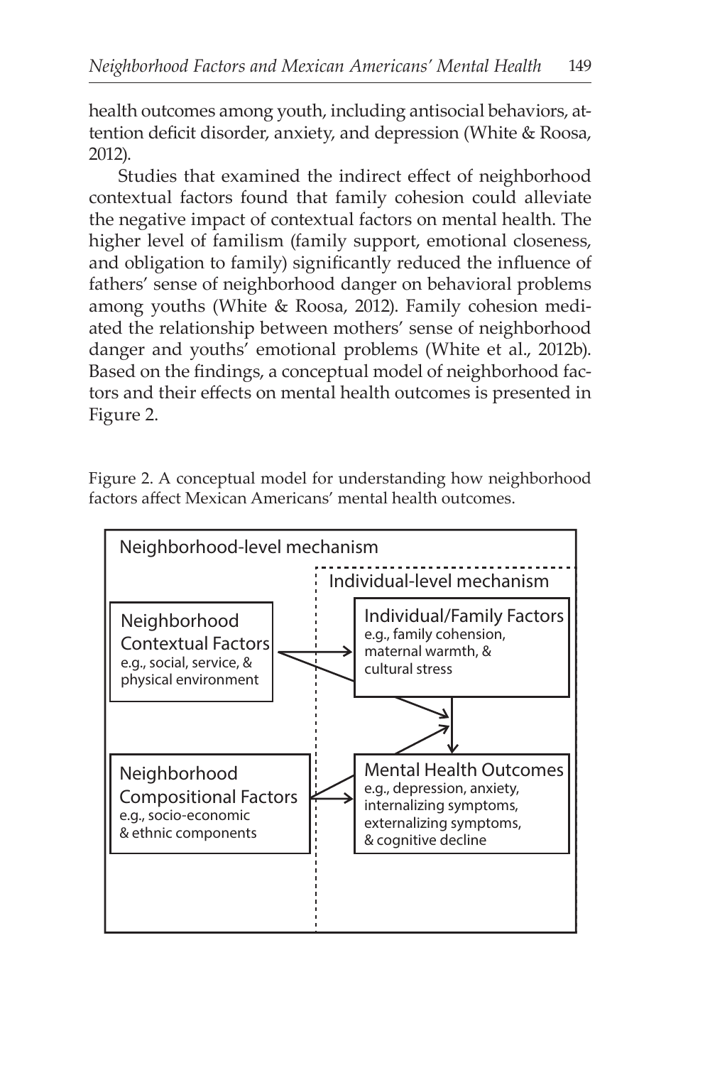health outcomes among youth, including antisocial behaviors, attention deficit disorder, anxiety, and depression (White & Roosa, 2012).

Studies that examined the indirect effect of neighborhood contextual factors found that family cohesion could alleviate the negative impact of contextual factors on mental health. The higher level of familism (family support, emotional closeness, and obligation to family) significantly reduced the influence of fathers' sense of neighborhood danger on behavioral problems among youths (White & Roosa, 2012). Family cohesion mediated the relationship between mothers' sense of neighborhood danger and youths' emotional problems (White et al., 2012b). Based on the findings, a conceptual model of neighborhood factors and their effects on mental health outcomes is presented in Figure 2.

Figure 2. A conceptual model for understanding how neighborhood factors affect Mexican Americans' mental health outcomes.

Neighborhood-level mechanism

Individual-level mechanism

Neighborhood Contextual Factors
e.g., social, service, & physical environment

Individual/Family Factors
e.g., family cohension, maternal warmth, & cultural stress

Neighborhood Compositional Factors
e.g., socio-economic & ethnic components

Mental Health Outcomes
e.g., depression, anxiety, internalizing symptoms, externalizing symptoms, & cognitive decline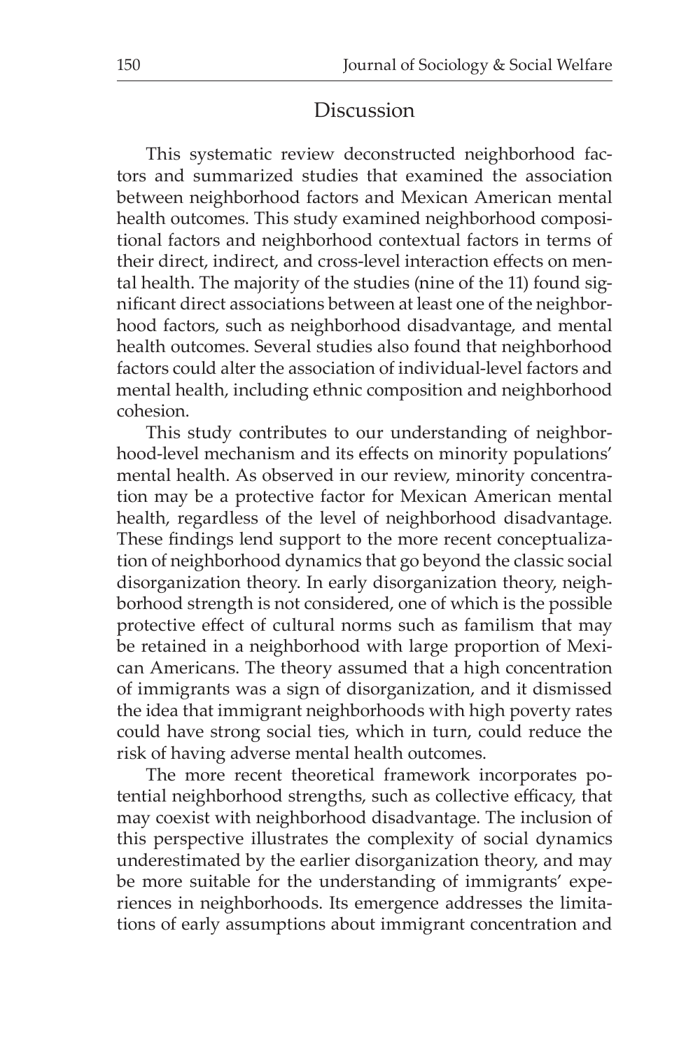## Discussion

This systematic review deconstructed neighborhood factors and summarized studies that examined the association between neighborhood factors and Mexican American mental health outcomes. This study examined neighborhood compositional factors and neighborhood contextual factors in terms of their direct, indirect, and cross-level interaction effects on mental health. The majority of the studies (nine of the 11) found significant direct associations between at least one of the neighborhood factors, such as neighborhood disadvantage, and mental health outcomes. Several studies also found that neighborhood factors could alter the association of individual-level factors and mental health, including ethnic composition and neighborhood cohesion.

This study contributes to our understanding of neighborhood-level mechanism and its effects on minority populations' mental health. As observed in our review, minority concentration may be a protective factor for Mexican American mental health, regardless of the level of neighborhood disadvantage. These findings lend support to the more recent conceptualization of neighborhood dynamics that go beyond the classic social disorganization theory. In early disorganization theory, neighborhood strength is not considered, one of which is the possible protective effect of cultural norms such as familism that may be retained in a neighborhood with large proportion of Mexican Americans. The theory assumed that a high concentration of immigrants was a sign of disorganization, and it dismissed the idea that immigrant neighborhoods with high poverty rates could have strong social ties, which in turn, could reduce the risk of having adverse mental health outcomes.

The more recent theoretical framework incorporates potential neighborhood strengths, such as collective efficacy, that may coexist with neighborhood disadvantage. The inclusion of this perspective illustrates the complexity of social dynamics underestimated by the earlier disorganization theory, and may be more suitable for the understanding of immigrants' experiences in neighborhoods. Its emergence addresses the limitations of early assumptions about immigrant concentration and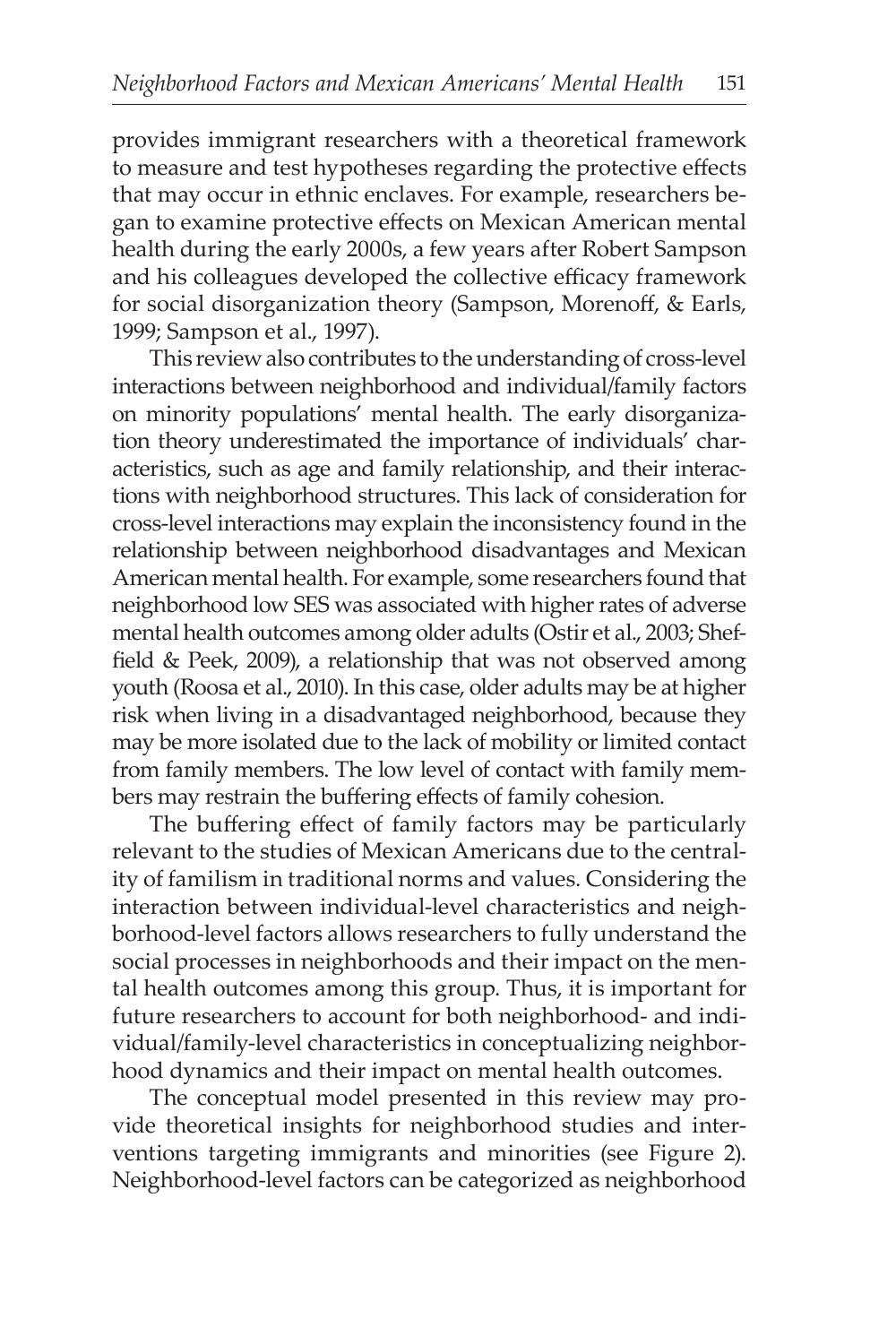provides immigrant researchers with a theoretical framework to measure and test hypotheses regarding the protective effects that may occur in ethnic enclaves. For example, researchers began to examine protective effects on Mexican American mental health during the early 2000s, a few years after Robert Sampson and his colleagues developed the collective efficacy framework for social disorganization theory (Sampson, Morenoff, & Earls, 1999; Sampson et al., 1997).

This review also contributes to the understanding of cross-level interactions between neighborhood and individual/family factors on minority populations' mental health. The early disorganization theory underestimated the importance of individuals' characteristics, such as age and family relationship, and their interactions with neighborhood structures. This lack of consideration for cross-level interactions may explain the inconsistency found in the relationship between neighborhood disadvantages and Mexican American mental health. For example, some researchers found that neighborhood low SES was associated with higher rates of adverse mental health outcomes among older adults (Ostir et al., 2003; Sheffield & Peek, 2009), a relationship that was not observed among youth (Roosa et al., 2010). In this case, older adults may be at higher risk when living in a disadvantaged neighborhood, because they may be more isolated due to the lack of mobility or limited contact from family members. The low level of contact with family members may restrain the buffering effects of family cohesion.

The buffering effect of family factors may be particularly relevant to the studies of Mexican Americans due to the centrality of familism in traditional norms and values. Considering the interaction between individual-level characteristics and neighborhood-level factors allows researchers to fully understand the social processes in neighborhoods and their impact on the mental health outcomes among this group. Thus, it is important for future researchers to account for both neighborhood- and individual/family-level characteristics in conceptualizing neighborhood dynamics and their impact on mental health outcomes.

The conceptual model presented in this review may provide theoretical insights for neighborhood studies and interventions targeting immigrants and minorities (see Figure 2). Neighborhood-level factors can be categorized as neighborhood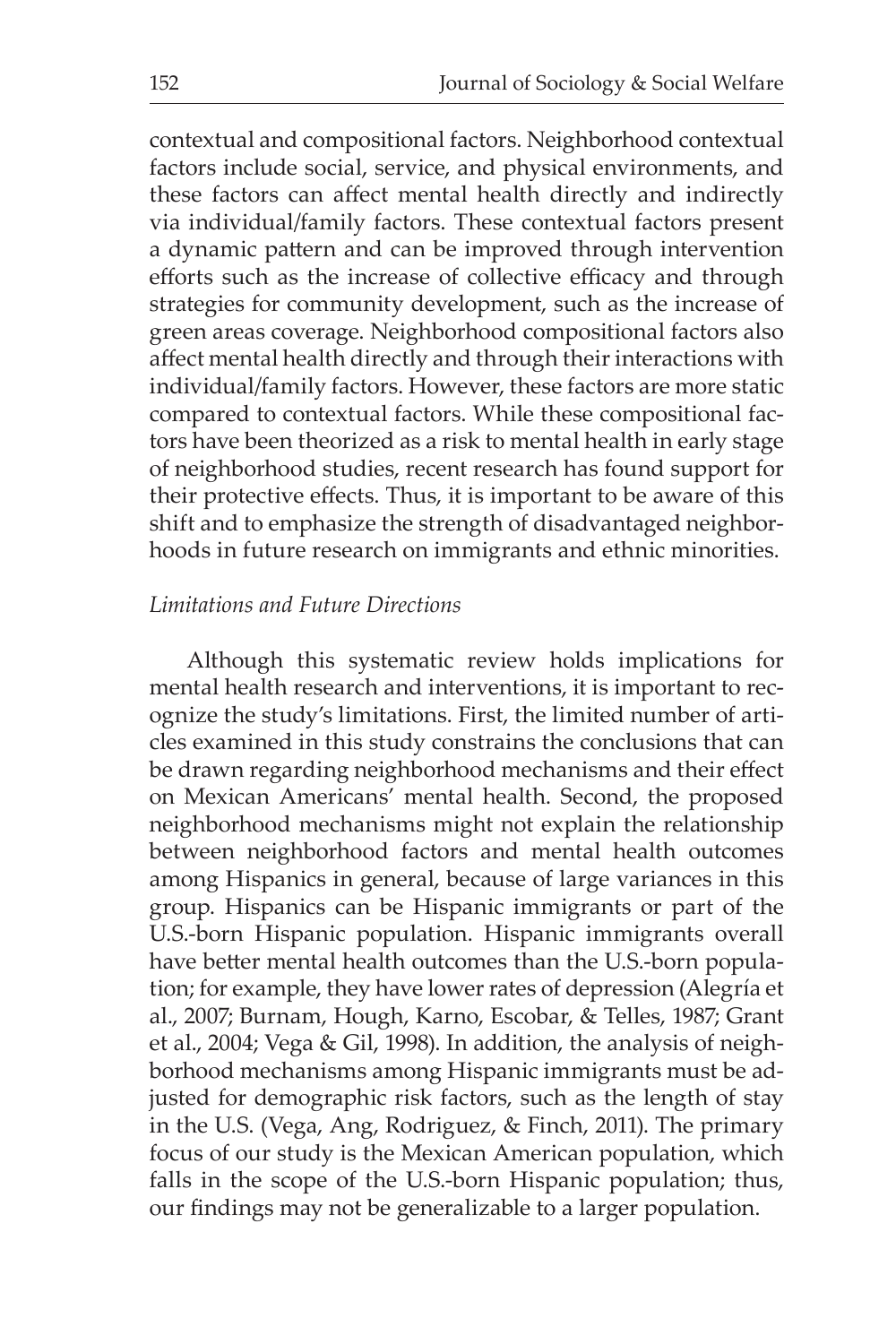contextual and compositional factors. Neighborhood contextual factors include social, service, and physical environments, and these factors can affect mental health directly and indirectly via individual/family factors. These contextual factors present a dynamic pattern and can be improved through intervention efforts such as the increase of collective efficacy and through strategies for community development, such as the increase of green areas coverage. Neighborhood compositional factors also affect mental health directly and through their interactions with individual/family factors. However, these factors are more static compared to contextual factors. While these compositional factors have been theorized as a risk to mental health in early stage of neighborhood studies, recent research has found support for their protective effects. Thus, it is important to be aware of this shift and to emphasize the strength of disadvantaged neighborhoods in future research on immigrants and ethnic minorities.

### *Limitations and Future Directions*

Although this systematic review holds implications for mental health research and interventions, it is important to recognize the study's limitations. First, the limited number of articles examined in this study constrains the conclusions that can be drawn regarding neighborhood mechanisms and their effect on Mexican Americans' mental health. Second, the proposed neighborhood mechanisms might not explain the relationship between neighborhood factors and mental health outcomes among Hispanics in general, because of large variances in this group. Hispanics can be Hispanic immigrants or part of the U.S.-born Hispanic population. Hispanic immigrants overall have better mental health outcomes than the U.S.-born population; for example, they have lower rates of depression (Alegría et al., 2007; Burnam, Hough, Karno, Escobar, & Telles, 1987; Grant et al., 2004; Vega & Gil, 1998). In addition, the analysis of neighborhood mechanisms among Hispanic immigrants must be adjusted for demographic risk factors, such as the length of stay in the U.S. (Vega, Ang, Rodriguez, & Finch, 2011). The primary focus of our study is the Mexican American population, which falls in the scope of the U.S.-born Hispanic population; thus, our findings may not be generalizable to a larger population.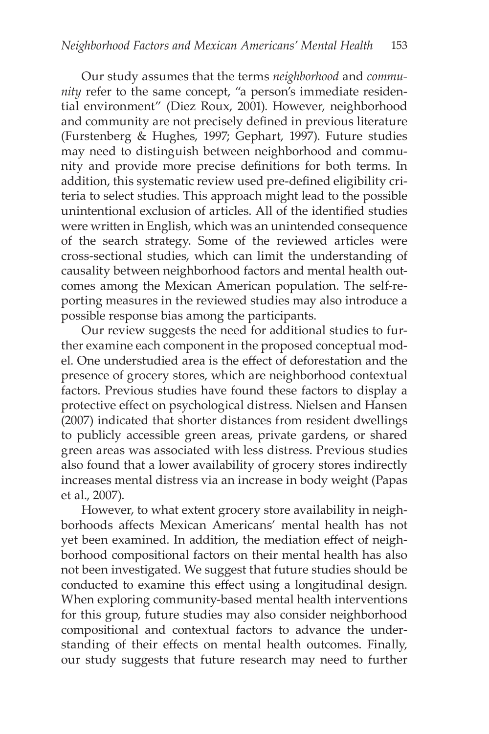Our study assumes that the terms *neighborhood* and *community* refer to the same concept, "a person's immediate residential environment" (Diez Roux, 2001). However, neighborhood and community are not precisely defined in previous literature (Furstenberg & Hughes, 1997; Gephart, 1997). Future studies may need to distinguish between neighborhood and community and provide more precise definitions for both terms. In addition, this systematic review used pre-defined eligibility criteria to select studies. This approach might lead to the possible unintentional exclusion of articles. All of the identified studies were written in English, which was an unintended consequence of the search strategy. Some of the reviewed articles were cross-sectional studies, which can limit the understanding of causality between neighborhood factors and mental health outcomes among the Mexican American population. The self-reporting measures in the reviewed studies may also introduce a possible response bias among the participants.

Our review suggests the need for additional studies to further examine each component in the proposed conceptual model. One understudied area is the effect of deforestation and the presence of grocery stores, which are neighborhood contextual factors. Previous studies have found these factors to display a protective effect on psychological distress. Nielsen and Hansen (2007) indicated that shorter distances from resident dwellings to publicly accessible green areas, private gardens, or shared green areas was associated with less distress. Previous studies also found that a lower availability of grocery stores indirectly increases mental distress via an increase in body weight (Papas et al., 2007).

However, to what extent grocery store availability in neighborhoods affects Mexican Americans' mental health has not yet been examined. In addition, the mediation effect of neighborhood compositional factors on their mental health has also not been investigated. We suggest that future studies should be conducted to examine this effect using a longitudinal design. When exploring community-based mental health interventions for this group, future studies may also consider neighborhood compositional and contextual factors to advance the understanding of their effects on mental health outcomes. Finally, our study suggests that future research may need to further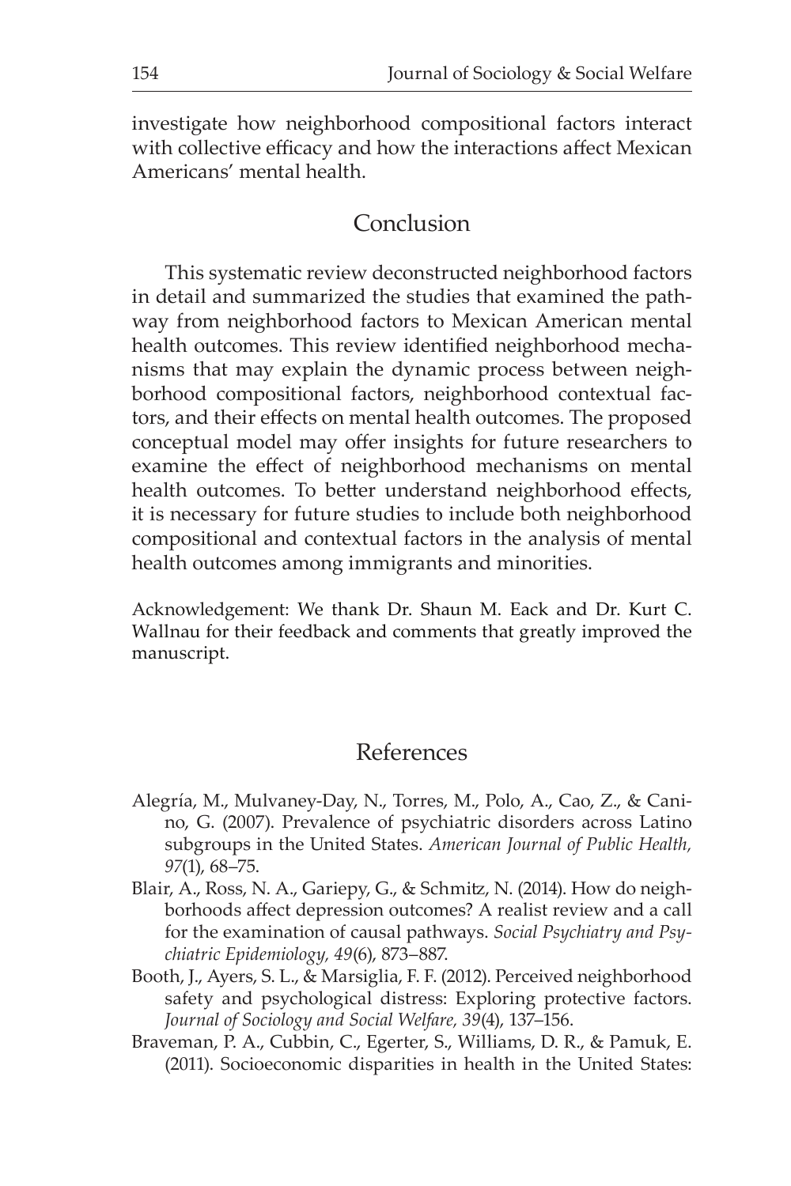investigate how neighborhood compositional factors interact with collective efficacy and how the interactions affect Mexican Americans' mental health.

## Conclusion

This systematic review deconstructed neighborhood factors in detail and summarized the studies that examined the pathway from neighborhood factors to Mexican American mental health outcomes. This review identified neighborhood mechanisms that may explain the dynamic process between neighborhood compositional factors, neighborhood contextual factors, and their effects on mental health outcomes. The proposed conceptual model may offer insights for future researchers to examine the effect of neighborhood mechanisms on mental health outcomes. To better understand neighborhood effects, it is necessary for future studies to include both neighborhood compositional and contextual factors in the analysis of mental health outcomes among immigrants and minorities.

Acknowledgement: We thank Dr. Shaun M. Eack and Dr. Kurt C. Wallnau for their feedback and comments that greatly improved the manuscript.

## References

Alegría, M., Mulvaney-Day, N., Torres, M., Polo, A., Cao, Z., & Canino, G. (2007). Prevalence of psychiatric disorders across Latino subgroups in the United States. *American Journal of Public Health, 97*(1), 68–75.

Blair, A., Ross, N. A., Gariepy, G., & Schmitz, N. (2014). How do neighborhoods affect depression outcomes? A realist review and a call for the examination of causal pathways. *Social Psychiatry and Psychiatric Epidemiology, 49*(6), 873–887.

Booth, J., Ayers, S. L., & Marsiglia, F. F. (2012). Perceived neighborhood safety and psychological distress: Exploring protective factors. *Journal of Sociology and Social Welfare, 39*(4), 137–156.

Braveman, P. A., Cubbin, C., Egerter, S., Williams, D. R., & Pamuk, E. (2011). Socioeconomic disparities in health in the United States: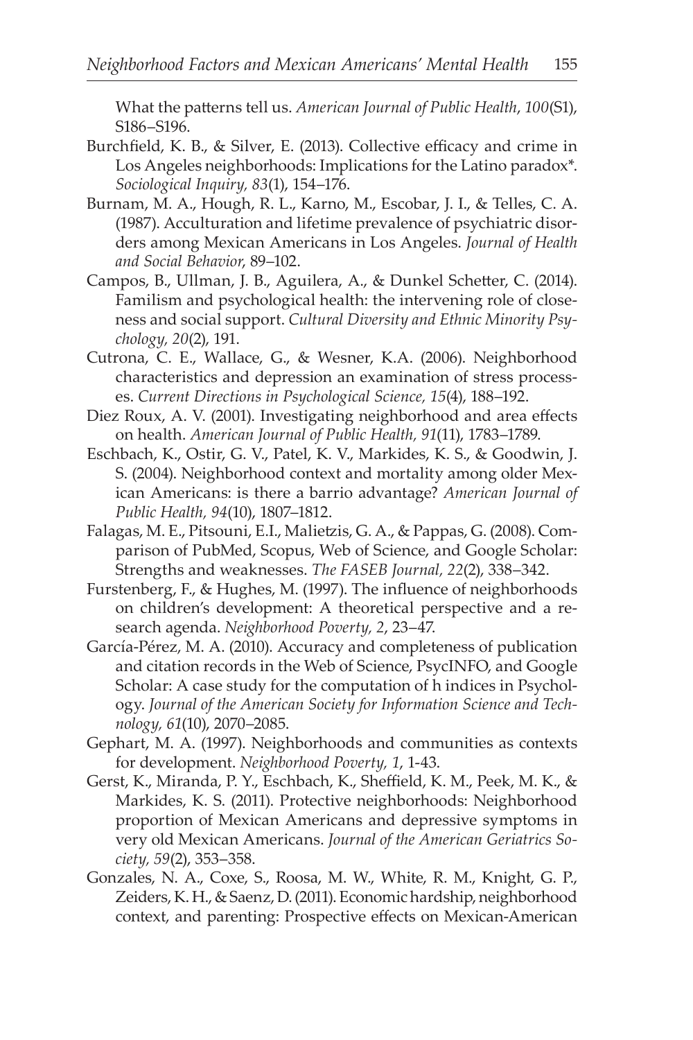What the patterns tell us. *American Journal of Public Health*, *100*(S1), S186–S196.

Burchfield, K. B., & Silver, E. (2013). Collective efficacy and crime in Los Angeles neighborhoods: Implications for the Latino paradox*. *Sociological Inquiry, 83*(1), 154–176.

Burnam, M. A., Hough, R. L., Karno, M., Escobar, J. I., & Telles, C. A. (1987). Acculturation and lifetime prevalence of psychiatric disorders among Mexican Americans in Los Angeles. *Journal of Health and Social Behavior,* 89–102.

Campos, B., Ullman, J. B., Aguilera, A., & Dunkel Schetter, C. (2014). Familism and psychological health: the intervening role of closeness and social support. *Cultural Diversity and Ethnic Minority Psychology, 20*(2), 191.

Cutrona, C. E., Wallace, G., & Wesner, K.A. (2006). Neighborhood characteristics and depression an examination of stress processes. *Current Directions in Psychological Science, 15*(4), 188–192.

Diez Roux, A. V. (2001). Investigating neighborhood and area effects on health. *American Journal of Public Health, 91*(11), 1783–1789.

Eschbach, K., Ostir, G. V., Patel, K. V., Markides, K. S., & Goodwin, J. S. (2004). Neighborhood context and mortality among older Mexican Americans: is there a barrio advantage? *American Journal of Public Health, 94*(10), 1807–1812.

Falagas, M. E., Pitsouni, E.I., Malietzis, G. A., & Pappas, G. (2008). Comparison of PubMed, Scopus, Web of Science, and Google Scholar: Strengths and weaknesses. *The FASEB Journal, 22*(2), 338–342.

Furstenberg, F., & Hughes, M. (1997). The influence of neighborhoods on children's development: A theoretical perspective and a research agenda. *Neighborhood Poverty, 2*, 23–47.

García-Pérez, M. A. (2010). Accuracy and completeness of publication and citation records in the Web of Science, PsycINFO, and Google Scholar: A case study for the computation of h indices in Psychology. *Journal of the American Society for Information Science and Technology, 61*(10), 2070–2085.

Gephart, M. A. (1997). Neighborhoods and communities as contexts for development. *Neighborhood Poverty, 1*, 1-43.

Gerst, K., Miranda, P. Y., Eschbach, K., Sheffield, K. M., Peek, M. K., & Markides, K. S. (2011). Protective neighborhoods: Neighborhood proportion of Mexican Americans and depressive symptoms in very old Mexican Americans. *Journal of the American Geriatrics Society, 59*(2), 353–358.

Gonzales, N. A., Coxe, S., Roosa, M. W., White, R. M., Knight, G. P., Zeiders, K. H., & Saenz, D. (2011). Economic hardship, neighborhood context, and parenting: Prospective effects on Mexican-American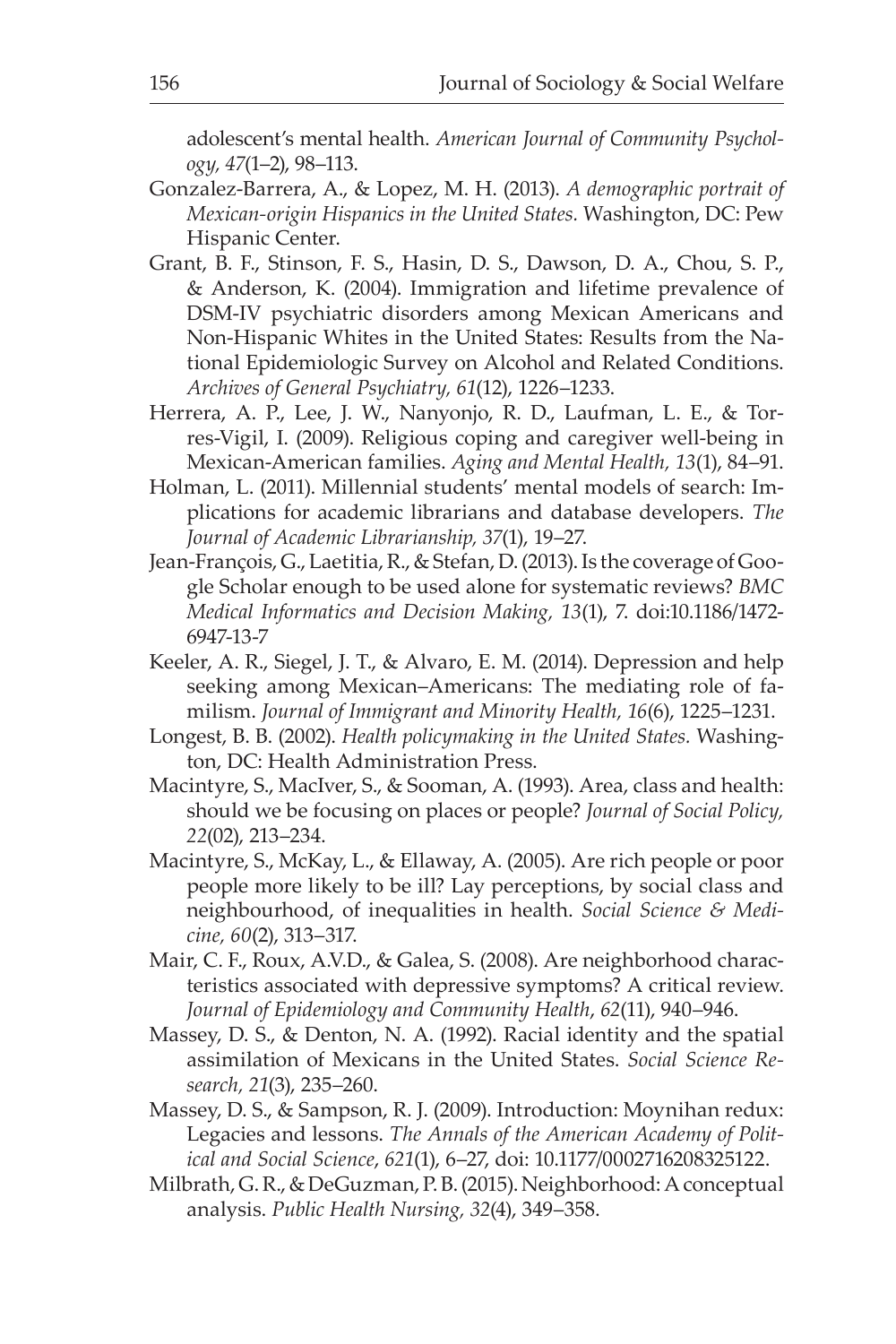adolescent's mental health. *American Journal of Community Psychology, 47*(1–2), 98–113.

Gonzalez-Barrera, A., & Lopez, M. H. (2013). *A demographic portrait of Mexican-origin Hispanics in the United States.* Washington, DC: Pew Hispanic Center.

Grant, B. F., Stinson, F. S., Hasin, D. S., Dawson, D. A., Chou, S. P., & Anderson, K. (2004). Immigration and lifetime prevalence of DSM-IV psychiatric disorders among Mexican Americans and Non-Hispanic Whites in the United States: Results from the National Epidemiologic Survey on Alcohol and Related Conditions. *Archives of General Psychiatry, 61*(12), 1226–1233.

Herrera, A. P., Lee, J. W., Nanyonjo, R. D., Laufman, L. E., & Torres-Vigil, I. (2009). Religious coping and caregiver well-being in Mexican-American families. *Aging and Mental Health, 13*(1), 84–91.

Holman, L. (2011). Millennial students' mental models of search: Implications for academic librarians and database developers. *The Journal of Academic Librarianship, 37*(1), 19–27.

Jean-François, G., Laetitia, R., & Stefan, D. (2013). Is the coverage of Google Scholar enough to be used alone for systematic reviews? *BMC Medical Informatics and Decision Making, 13*(1), 7. doi:10.1186/1472-6947-13-7

Keeler, A. R., Siegel, J. T., & Alvaro, E. M. (2014). Depression and help seeking among Mexican–Americans: The mediating role of familism. *Journal of Immigrant and Minority Health, 16*(6), 1225–1231.

Longest, B. B. (2002). *Health policymaking in the United States.* Washington, DC: Health Administration Press.

Macintyre, S., MacIver, S., & Sooman, A. (1993). Area, class and health: should we be focusing on places or people? *Journal of Social Policy, 22*(02), 213–234.

Macintyre, S., McKay, L., & Ellaway, A. (2005). Are rich people or poor people more likely to be ill? Lay perceptions, by social class and neighbourhood, of inequalities in health. *Social Science & Medicine, 60*(2), 313–317.

Mair, C. F., Roux, A.V.D., & Galea, S. (2008). Are neighborhood characteristics associated with depressive symptoms? A critical review. *Journal of Epidemiology and Community Health*, *62*(11), 940–946.

Massey, D. S., & Denton, N. A. (1992). Racial identity and the spatial assimilation of Mexicans in the United States. *Social Science Research, 21*(3), 235–260.

Massey, D. S., & Sampson, R. J. (2009). Introduction: Moynihan redux: Legacies and lessons. *The Annals of the American Academy of Political and Social Science*, *621*(1), 6–27, doi: 10.1177/0002716208325122.

Milbrath, G. R., & DeGuzman, P. B. (2015). Neighborhood: A conceptual analysis. *Public Health Nursing, 32*(4), 349–358.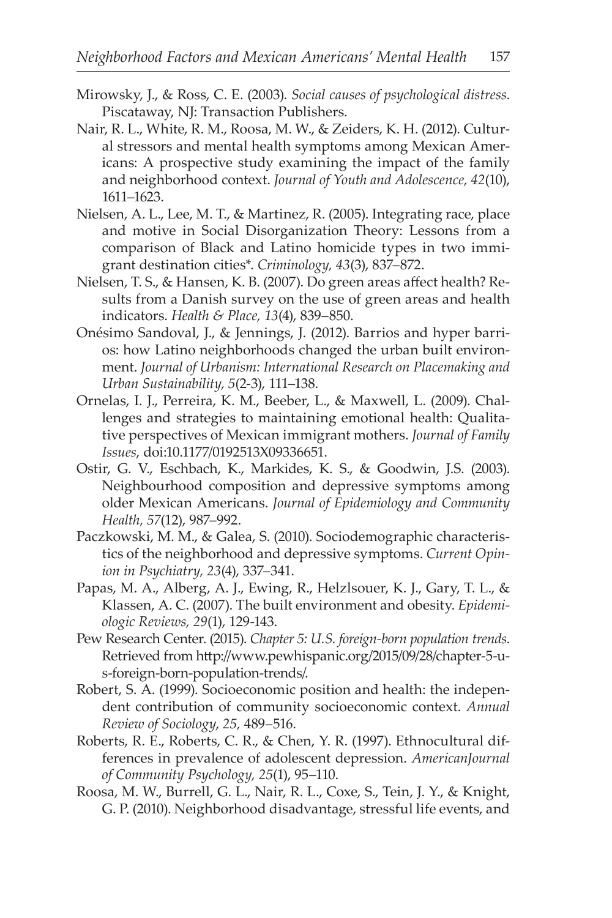Mirowsky, J., & Ross, C. E. (2003). *Social causes of psychological distress*. Piscataway, NJ: Transaction Publishers.

Nair, R. L., White, R. M., Roosa, M. W., & Zeiders, K. H. (2012). Cultural stressors and mental health symptoms among Mexican Americans: A prospective study examining the impact of the family and neighborhood context. *Journal of Youth and Adolescence, 42*(10), 1611–1623.

Nielsen, A. L., Lee, M. T., & Martinez, R. (2005). Integrating race, place and motive in Social Disorganization Theory: Lessons from a comparison of Black and Latino homicide types in two immigrant destination cities*. *Criminology, 43*(3), 837–872.

Nielsen, T. S., & Hansen, K. B. (2007). Do green areas affect health? Results from a Danish survey on the use of green areas and health indicators. *Health & Place, 13*(4), 839–850.

Onésimo Sandoval, J., & Jennings, J. (2012). Barrios and hyper barrios: how Latino neighborhoods changed the urban built environment. *Journal of Urbanism: International Research on Placemaking and Urban Sustainability, 5*(2-3), 111–138.

Ornelas, I. J., Perreira, K. M., Beeber, L., & Maxwell, L. (2009). Challenges and strategies to maintaining emotional health: Qualitative perspectives of Mexican immigrant mothers. *Journal of Family Issues*, doi:10.1177/0192513X09336651.

Ostir, G. V., Eschbach, K., Markides, K. S., & Goodwin, J.S. (2003). Neighbourhood composition and depressive symptoms among older Mexican Americans. *Journal of Epidemiology and Community Health, 57*(12), 987–992.

Paczkowski, M. M., & Galea, S. (2010). Sociodemographic characteristics of the neighborhood and depressive symptoms. *Current Opinion in Psychiatry, 23*(4), 337–341.

Papas, M. A., Alberg, A. J., Ewing, R., Helzlsouer, K. J., Gary, T. L., & Klassen, A. C. (2007). The built environment and obesity. *Epidemiologic Reviews, 29*(1), 129-143.

Pew Research Center. (2015). *Chapter 5: U.S. foreign-born population trends*. Retrieved from http://www.pewhispanic.org/2015/09/28/chapter-5-u-s-foreign-born-population-trends/.

Robert, S. A. (1999). Socioeconomic position and health: the independent contribution of community socioeconomic context. *Annual Review of Sociology*, *25,* 489–516.

Roberts, R. E., Roberts, C. R., & Chen, Y. R. (1997). Ethnocultural differences in prevalence of adolescent depression. *AmericanJournal of Community Psychology, 25*(1), 95–110.

Roosa, M. W., Burrell, G. L., Nair, R. L., Coxe, S., Tein, J. Y., & Knight, G. P. (2010). Neighborhood disadvantage, stressful life events, and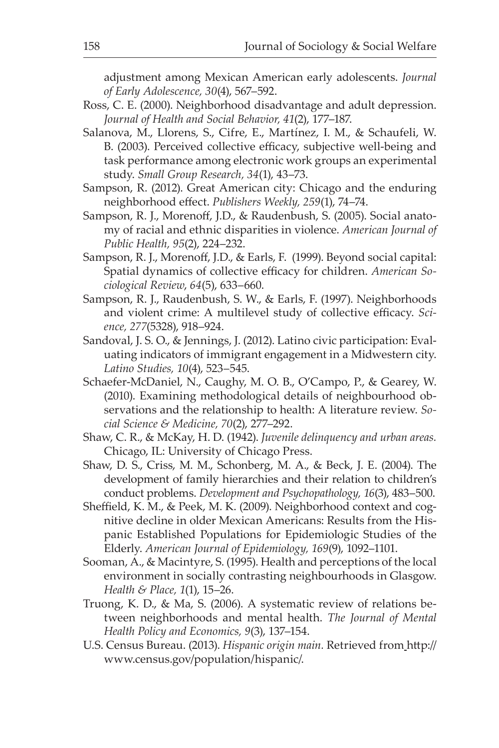adjustment among Mexican American early adolescents. *Journal of Early Adolescence, 30*(4), 567–592.

Ross, C. E. (2000). Neighborhood disadvantage and adult depression. *Journal of Health and Social Behavior, 41*(2), 177–187.

Salanova, M., Llorens, S., Cifre, E., Martínez, I. M., & Schaufeli, W. B. (2003). Perceived collective efficacy, subjective well-being and task performance among electronic work groups an experimental study. *Small Group Research, 34*(1), 43–73.

Sampson, R. (2012). Great American city: Chicago and the enduring neighborhood effect. *Publishers Weekly, 259*(1), 74–74.

Sampson, R. J., Morenoff, J.D., & Raudenbush, S. (2005). Social anatomy of racial and ethnic disparities in violence. *American Journal of Public Health, 95*(2), 224–232.

Sampson, R. J., Morenoff, J.D., & Earls, F. (1999). Beyond social capital: Spatial dynamics of collective efficacy for children. *American Sociological Review*, *64*(5), 633–660.

Sampson, R. J., Raudenbush, S. W., & Earls, F. (1997). Neighborhoods and violent crime: A multilevel study of collective efficacy. *Science, 277*(5328), 918–924.

Sandoval, J. S. O., & Jennings, J. (2012). Latino civic participation: Evaluating indicators of immigrant engagement in a Midwestern city. *Latino Studies, 10*(4), 523–545.

Schaefer-McDaniel, N., Caughy, M. O. B., O'Campo, P., & Gearey, W. (2010). Examining methodological details of neighbourhood observations and the relationship to health: A literature review. *Social Science & Medicine, 70*(2), 277–292.

Shaw, C. R., & McKay, H. D. (1942). *Juvenile delinquency and urban areas.* Chicago, IL: University of Chicago Press.

Shaw, D. S., Criss, M. M., Schonberg, M. A., & Beck, J. E. (2004). The development of family hierarchies and their relation to children's conduct problems. *Development and Psychopathology, 16*(3), 483–500.

Sheffield, K. M., & Peek, M. K. (2009). Neighborhood context and cognitive decline in older Mexican Americans: Results from the Hispanic Established Populations for Epidemiologic Studies of the Elderly. *American Journal of Epidemiology, 169*(9), 1092–1101.

Sooman, A., & Macintyre, S. (1995). Health and perceptions of the local environment in socially contrasting neighbourhoods in Glasgow. *Health & Place, 1*(1), 15–26.

Truong, K. D., & Ma, S. (2006). A systematic review of relations between neighborhoods and mental health. *The Journal of Mental Health Policy and Economics, 9*(3), 137–154.

U.S. Census Bureau. (2013). *Hispanic origin main.* Retrieved from http://www.census.gov/population/hispanic/.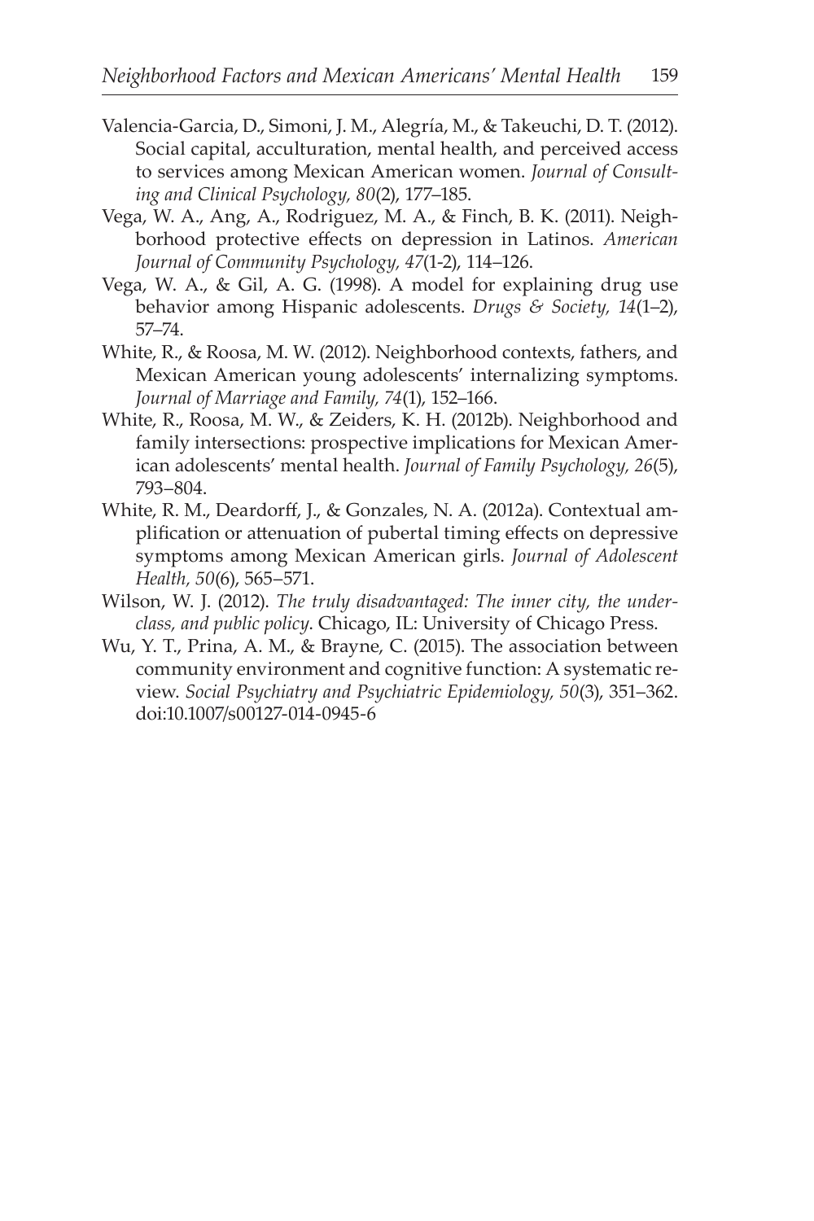Valencia-Garcia, D., Simoni, J. M., Alegría, M., & Takeuchi, D. T. (2012). Social capital, acculturation, mental health, and perceived access to services among Mexican American women. *Journal of Consulting and Clinical Psychology, 80*(2), 177–185.

Vega, W. A., Ang, A., Rodriguez, M. A., & Finch, B. K. (2011). Neighborhood protective effects on depression in Latinos. *American Journal of Community Psychology, 47*(1-2), 114–126.

Vega, W. A., & Gil, A. G. (1998). A model for explaining drug use behavior among Hispanic adolescents. *Drugs & Society, 14*(1–2), 57–74.

White, R., & Roosa, M. W. (2012). Neighborhood contexts, fathers, and Mexican American young adolescents' internalizing symptoms. *Journal of Marriage and Family, 74*(1), 152–166.

White, R., Roosa, M. W., & Zeiders, K. H. (2012b). Neighborhood and family intersections: prospective implications for Mexican American adolescents' mental health. *Journal of Family Psychology, 26*(5), 793–804.

White, R. M., Deardorff, J., & Gonzales, N. A. (2012a). Contextual amplification or attenuation of pubertal timing effects on depressive symptoms among Mexican American girls. *Journal of Adolescent Health, 50*(6), 565–571.

Wilson, W. J. (2012). *The truly disadvantaged: The inner city, the underclass, and public policy*. Chicago, IL: University of Chicago Press.

Wu, Y. T., Prina, A. M., & Brayne, C. (2015). The association between community environment and cognitive function: A systematic review. *Social Psychiatry and Psychiatric Epidemiology, 50*(3), 351–362. doi:10.1007/s00127-014-0945-6